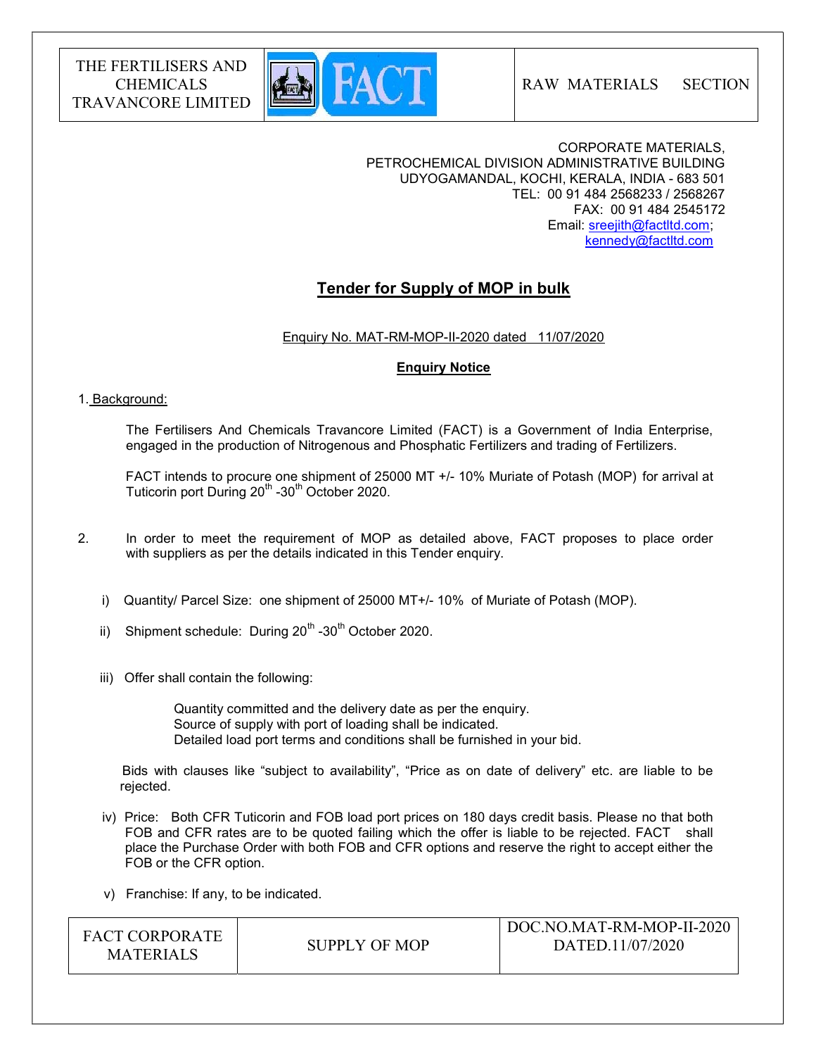| THE FERTILISERS AND CHEMICALS TRAVANCORE LIMITED | FACT | RAW MATERIALS SECTION |
|---|---|---|

CORPORATE MATERIALS,
PETROCHEMICAL DIVISION ADMINISTRATIVE BUILDING
UDYOGAMANDAL, KOCHI, KERALA, INDIA - 683 501
TEL: 00 91 484 2568233 / 2568267
FAX: 00 91 484 2545172
Email: sreejith@factltd.com; kennedy@factltd.com

# Tender for Supply of MOP in bulk

Enquiry No. MAT-RM-MOP-II-2020 dated 11/07/2020

**Enquiry Notice**

1. Background:

The Fertilisers And Chemicals Travancore Limited (FACT) is a Government of India Enterprise, engaged in the production of Nitrogenous and Phosphatic Fertilizers and trading of Fertilizers.

FACT intends to procure one shipment of 25000 MT +/- 10% Muriate of Potash (MOP) for arrival at Tuticorin port During 20th -30th October 2020.

2. In order to meet the requirement of MOP as detailed above, FACT proposes to place order with suppliers as per the details indicated in this Tender enquiry.

   i) Quantity/ Parcel Size: one shipment of 25000 MT+/- 10% of Muriate of Potash (MOP).

   ii) Shipment schedule: During 20th -30th October 2020.

   iii) Offer shall contain the following:

      Quantity committed and the delivery date as per the enquiry.
      Source of supply with port of loading shall be indicated.
      Detailed load port terms and conditions shall be furnished in your bid.

   Bids with clauses like "subject to availability", "Price as on date of delivery" etc. are liable to be rejected.

   iv) Price: Both CFR Tuticorin and FOB load port prices on 180 days credit basis. Please no that both FOB and CFR rates are to be quoted failing which the offer is liable to be rejected. FACT shall place the Purchase Order with both FOB and CFR options and reserve the right to accept either the FOB or the CFR option.

   v) Franchise: If any, to be indicated.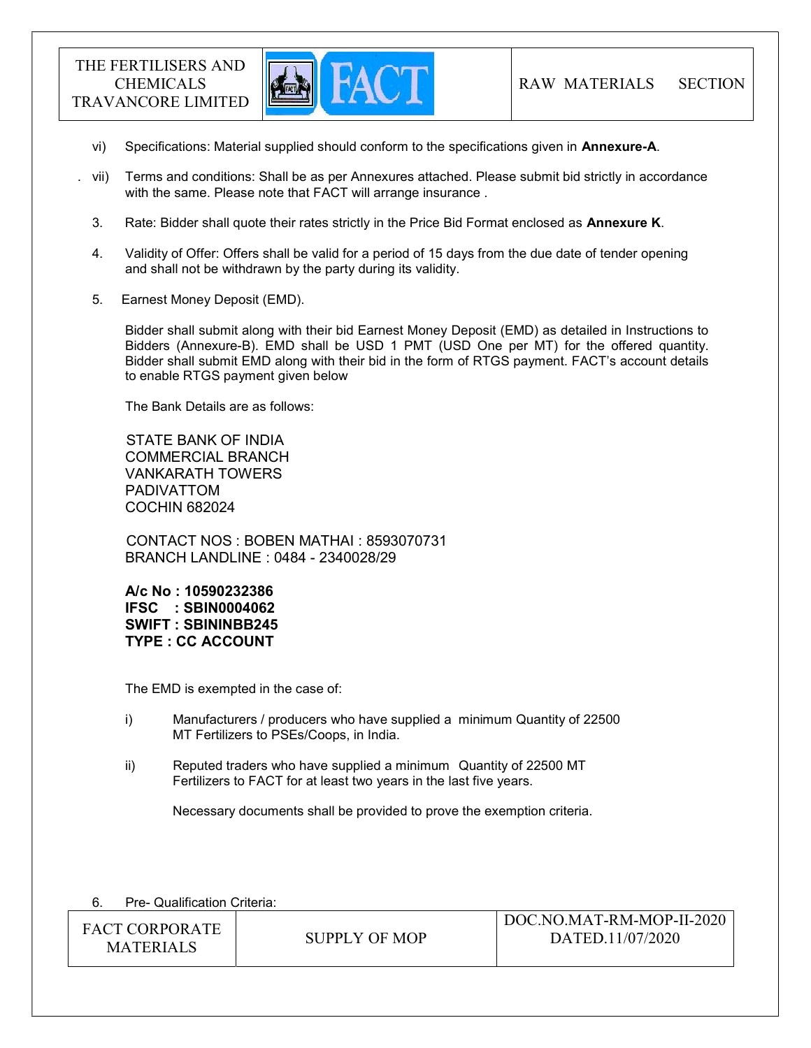vi) Specifications: Material supplied should conform to the specifications given in **Annexure-A**.

vii) Terms and conditions: Shall be as per Annexures attached. Please submit bid strictly in accordance with the same. Please note that FACT will arrange insurance .

3. Rate: Bidder shall quote their rates strictly in the Price Bid Format enclosed as **Annexure K**.

4. Validity of Offer: Offers shall be valid for a period of 15 days from the due date of tender opening and shall not be withdrawn by the party during its validity.

5. Earnest Money Deposit (EMD).

   Bidder shall submit along with their bid Earnest Money Deposit (EMD) as detailed in Instructions to Bidders (Annexure-B). EMD shall be USD 1 PMT (USD One per MT) for the offered quantity. Bidder shall submit EMD along with their bid in the form of RTGS payment. FACT's account details to enable RTGS payment given below

   The Bank Details are as follows:

   STATE BANK OF INDIA
   COMMERCIAL BRANCH
   VANKARATH TOWERS
   PADIVATTOM
   COCHIN 682024

   CONTACT NOS : BOBEN MATHAI : 8593070731
   BRANCH LANDLINE : 0484 - 2340028/29

   **A/c No : 10590232386**
   **IFSC : SBIN0004062**
   **SWIFT : SBININBB245**
   **TYPE : CC ACCOUNT**

   The EMD is exempted in the case of:

   i) Manufacturers / producers who have supplied a minimum Quantity of 22500 MT Fertilizers to PSEs/Coops, in India.

   ii) Reputed traders who have supplied a minimum Quantity of 22500 MT Fertilizers to FACT for at least two years in the last five years.

      Necessary documents shall be provided to prove the exemption criteria.

6. Pre- Qualification Criteria: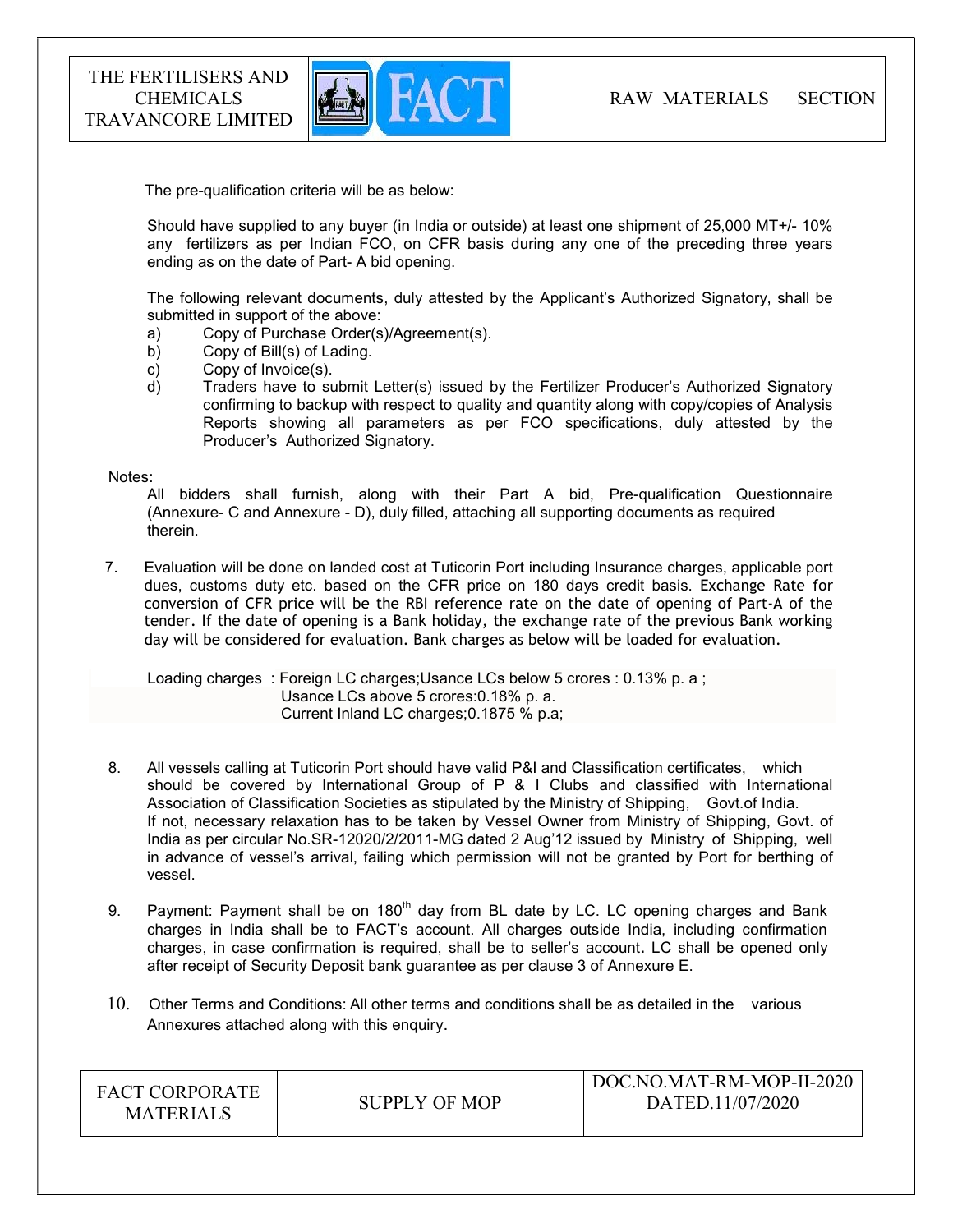The pre-qualification criteria will be as below:

Should have supplied to any buyer (in India or outside) at least one shipment of 25,000 MT+/- 10% any fertilizers as per Indian FCO, on CFR basis during any one of the preceding three years ending as on the date of Part- A bid opening.

The following relevant documents, duly attested by the Applicant's Authorized Signatory, shall be submitted in support of the above:

a) Copy of Purchase Order(s)/Agreement(s).
b) Copy of Bill(s) of Lading.
c) Copy of Invoice(s).
d) Traders have to submit Letter(s) issued by the Fertilizer Producer's Authorized Signatory confirming to backup with respect to quality and quantity along with copy/copies of Analysis Reports showing all parameters as per FCO specifications, duly attested by the Producer's Authorized Signatory.

Notes:

All bidders shall furnish, along with their Part A bid, Pre-qualification Questionnaire (Annexure- C and Annexure - D), duly filled, attaching all supporting documents as required therein.

7. Evaluation will be done on landed cost at Tuticorin Port including Insurance charges, applicable port dues, customs duty etc. based on the CFR price on 180 days credit basis. Exchange Rate for conversion of CFR price will be the RBI reference rate on the date of opening of Part-A of the tender. If the date of opening is a Bank holiday, the exchange rate of the previous Bank working day will be considered for evaluation. Bank charges as below will be loaded for evaluation.

   Loading charges : Foreign LC charges;Usance LCs below 5 crores : 0.13% p. a ;
   Usance LCs above 5 crores:0.18% p. a.
   Current Inland LC charges;0.1875 % p.a;

8. All vessels calling at Tuticorin Port should have valid P&I and Classification certificates, which should be covered by International Group of P & I Clubs and classified with International Association of Classification Societies as stipulated by the Ministry of Shipping, Govt.of India. If not, necessary relaxation has to be taken by Vessel Owner from Ministry of Shipping, Govt. of India as per circular No.SR-12020/2/2011-MG dated 2 Aug'12 issued by Ministry of Shipping, well in advance of vessel's arrival, failing which permission will not be granted by Port for berthing of vessel.

9. Payment: Payment shall be on 180th day from BL date by LC. LC opening charges and Bank charges in India shall be to FACT's account. All charges outside India, including confirmation charges, in case confirmation is required, shall be to seller's account. LC shall be opened only after receipt of Security Deposit bank guarantee as per clause 3 of Annexure E.

10. Other Terms and Conditions: All other terms and conditions shall be as detailed in the various Annexures attached along with this enquiry.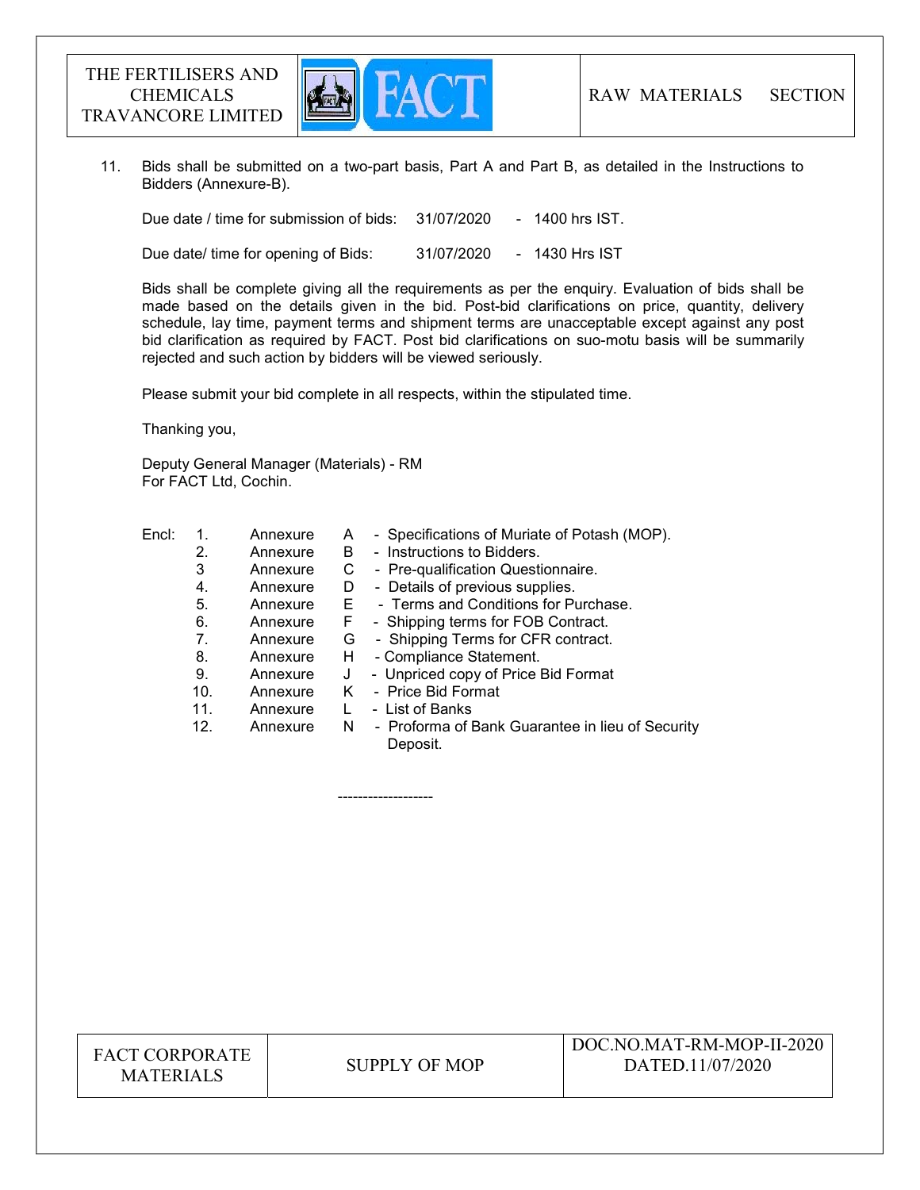11. Bids shall be submitted on a two-part basis, Part A and Part B, as detailed in the Instructions to Bidders (Annexure-B).

Due date / time for submission of bids: 31/07/2020 - 1400 hrs IST.

Due date/ time for opening of Bids: 31/07/2020 - 1430 Hrs IST

Bids shall be complete giving all the requirements as per the enquiry. Evaluation of bids shall be made based on the details given in the bid. Post-bid clarifications on price, quantity, delivery schedule, lay time, payment terms and shipment terms are unacceptable except against any post bid clarification as required by FACT. Post bid clarifications on suo-motu basis will be summarily rejected and such action by bidders will be viewed seriously.

Please submit your bid complete in all respects, within the stipulated time.

Thanking you,

Deputy General Manager (Materials) - RM
For FACT Ltd, Cochin.

Encl:
1. Annexure A - Specifications of Muriate of Potash (MOP).
2. Annexure B - Instructions to Bidders.
3. Annexure C - Pre-qualification Questionnaire.
4. Annexure D - Details of previous supplies.
5. Annexure E - Terms and Conditions for Purchase.
6. Annexure F - Shipping terms for FOB Contract.
7. Annexure G - Shipping Terms for CFR contract.
8. Annexure H - Compliance Statement.
9. Annexure J - Unpriced copy of Price Bid Format
10. Annexure K - Price Bid Format
11. Annexure L - List of Banks
12. Annexure N - Proforma of Bank Guarantee in lieu of Security Deposit.

-------------------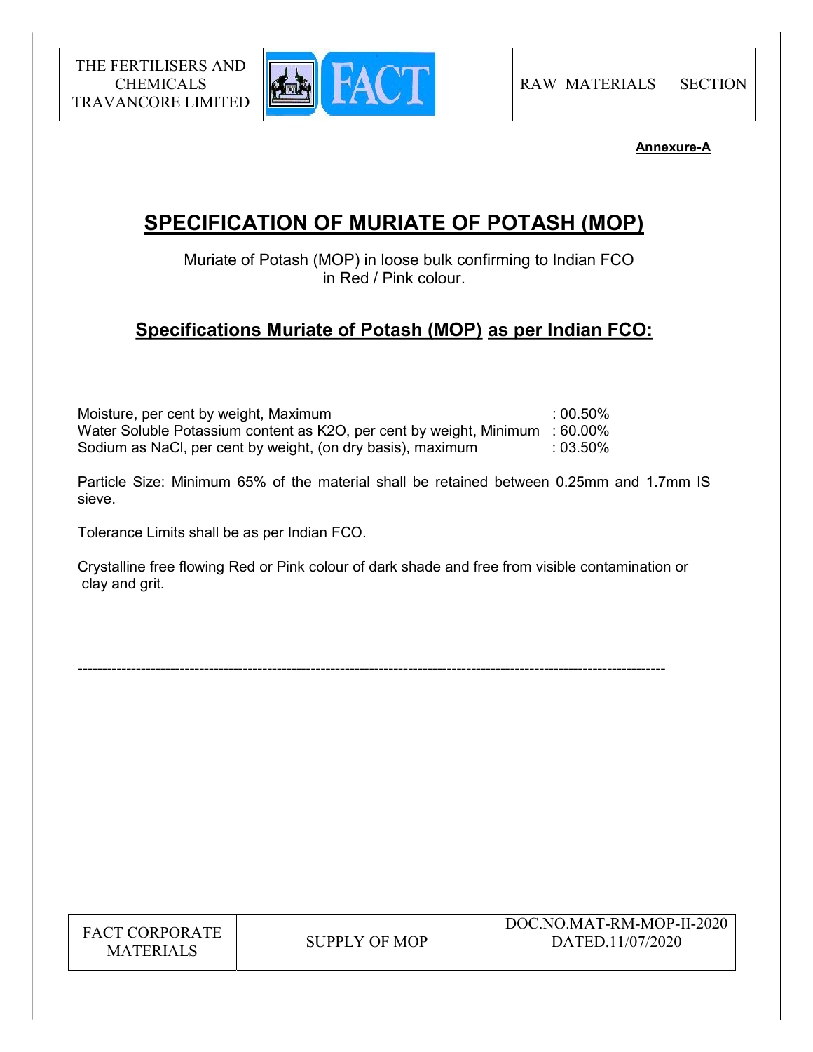**Annexure-A**

# SPECIFICATION OF MURIATE OF POTASH (MOP)

Muriate of Potash (MOP) in loose bulk confirming to Indian FCO in Red / Pink colour.

## Specifications Muriate of Potash (MOP) as per Indian FCO:

| | |
|---|---|
| Moisture, per cent by weight, Maximum | : 00.50% |
| Water Soluble Potassium content as $K_2O$, per cent by weight, Minimum | : 60.00% |
| Sodium as NaCl, per cent by weight, (on dry basis), maximum | : 03.50% |

Particle Size: Minimum 65% of the material shall be retained between 0.25mm and 1.7mm IS sieve.

Tolerance Limits shall be as per Indian FCO.

Crystalline free flowing Red or Pink colour of dark shade and free from visible contamination or clay and grit.

---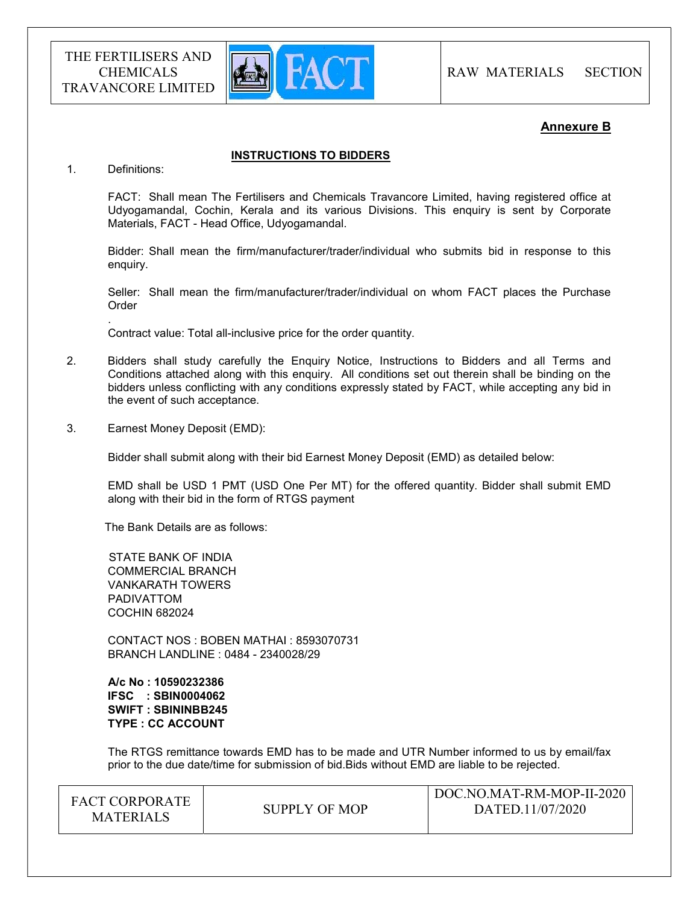## Annexure B

### INSTRUCTIONS TO BIDDERS

1. Definitions:

   FACT: Shall mean The Fertilisers and Chemicals Travancore Limited, having registered office at Udyogamandal, Cochin, Kerala and its various Divisions. This enquiry is sent by Corporate Materials, FACT - Head Office, Udyogamandal.

   Bidder: Shall mean the firm/manufacturer/trader/individual who submits bid in response to this enquiry.

   Seller: Shall mean the firm/manufacturer/trader/individual on whom FACT places the Purchase Order

   .
   Contract value: Total all-inclusive price for the order quantity.

2. Bidders shall study carefully the Enquiry Notice, Instructions to Bidders and all Terms and Conditions attached along with this enquiry. All conditions set out therein shall be binding on the bidders unless conflicting with any conditions expressly stated by FACT, while accepting any bid in the event of such acceptance.

3. Earnest Money Deposit (EMD):

   Bidder shall submit along with their bid Earnest Money Deposit (EMD) as detailed below:

   EMD shall be USD 1 PMT (USD One Per MT) for the offered quantity. Bidder shall submit EMD along with their bid in the form of RTGS payment

   The Bank Details are as follows:

   STATE BANK OF INDIA
   COMMERCIAL BRANCH
   VANKARATH TOWERS
   PADIVATTOM
   COCHIN 682024

   CONTACT NOS : BOBEN MATHAI : 8593070731
   BRANCH LANDLINE : 0484 - 2340028/29

   **A/c No : 10590232386**
   **IFSC : SBIN0004062**
   **SWIFT : SBININBB245**
   **TYPE : CC ACCOUNT**

   The RTGS remittance towards EMD has to be made and UTR Number informed to us by email/fax prior to the due date/time for submission of bid.Bids without EMD are liable to be rejected.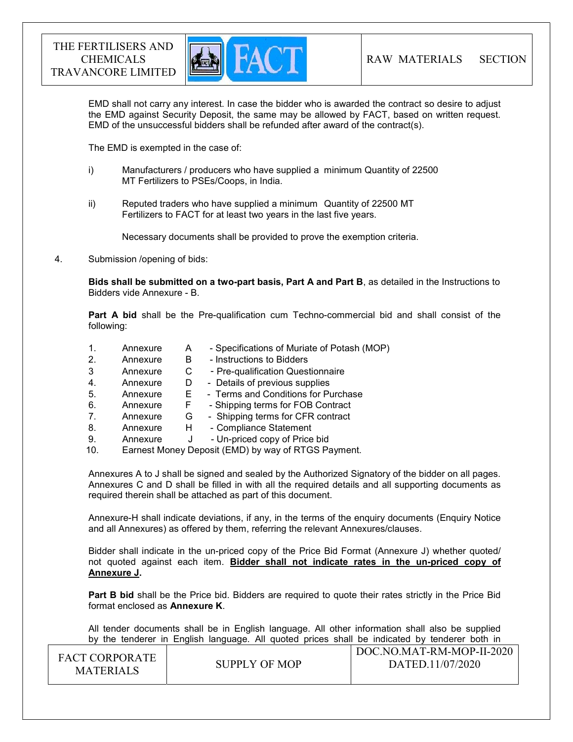EMD shall not carry any interest. In case the bidder who is awarded the contract so desire to adjust the EMD against Security Deposit, the same may be allowed by FACT, based on written request. EMD of the unsuccessful bidders shall be refunded after award of the contract(s).

The EMD is exempted in the case of:

i) Manufacturers / producers who have supplied a minimum Quantity of 22500 MT Fertilizers to PSEs/Coops, in India.

ii) Reputed traders who have supplied a minimum Quantity of 22500 MT Fertilizers to FACT for at least two years in the last five years.

Necessary documents shall be provided to prove the exemption criteria.

4. Submission /opening of bids:

**Bids shall be submitted on a two-part basis, Part A and Part B**, as detailed in the Instructions to Bidders vide Annexure - B.

**Part A bid** shall be the Pre-qualification cum Techno-commercial bid and shall consist of the following:

1. Annexure A - Specifications of Muriate of Potash (MOP)
2. Annexure B - Instructions to Bidders
3. Annexure C - Pre-qualification Questionnaire
4. Annexure D - Details of previous supplies
5. Annexure E - Terms and Conditions for Purchase
6. Annexure F - Shipping terms for FOB Contract
7. Annexure G - Shipping terms for CFR contract
8. Annexure H - Compliance Statement
9. Annexure J - Un-priced copy of Price bid
10. Earnest Money Deposit (EMD) by way of RTGS Payment.

Annexures A to J shall be signed and sealed by the Authorized Signatory of the bidder on all pages. Annexures C and D shall be filled in with all the required details and all supporting documents as required therein shall be attached as part of this document.

Annexure-H shall indicate deviations, if any, in the terms of the enquiry documents (Enquiry Notice and all Annexures) as offered by them, referring the relevant Annexures/clauses.

Bidder shall indicate in the un-priced copy of the Price Bid Format (Annexure J) whether quoted/ not quoted against each item. **<u>Bidder shall not indicate rates in the un-priced copy of Annexure J</u>.**

**Part B bid** shall be the Price bid. Bidders are required to quote their rates strictly in the Price Bid format enclosed as **Annexure K**.

All tender documents shall be in English language. All other information shall also be supplied by the tenderer in English language. All quoted prices shall be indicated by tenderer both in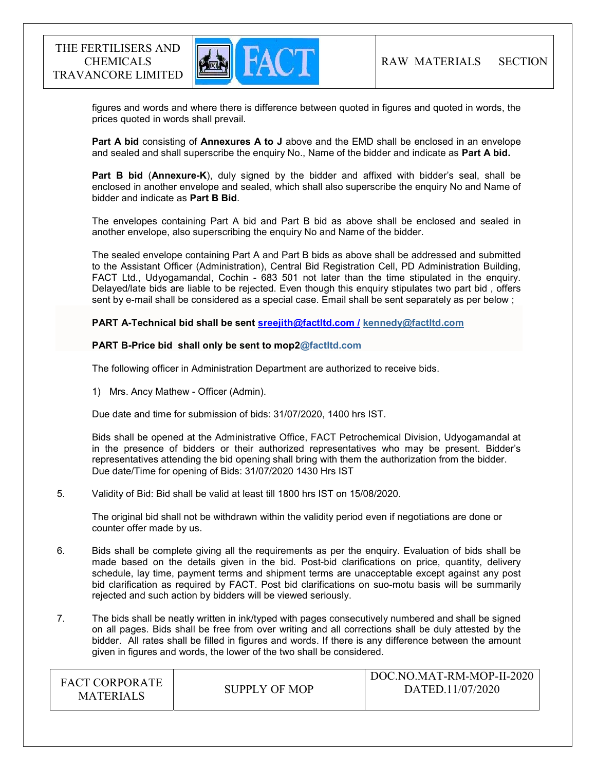figures and words and where there is difference between quoted in figures and quoted in words, the prices quoted in words shall prevail.

**Part A bid** consisting of **Annexures A to J** above and the EMD shall be enclosed in an envelope and sealed and shall superscribe the enquiry No., Name of the bidder and indicate as **Part A bid.**

**Part B bid** (**Annexure-K**), duly signed by the bidder and affixed with bidder's seal, shall be enclosed in another envelope and sealed, which shall also superscribe the enquiry No and Name of bidder and indicate as **Part B Bid**.

The envelopes containing Part A bid and Part B bid as above shall be enclosed and sealed in another envelope, also superscribing the enquiry No and Name of the bidder.

The sealed envelope containing Part A and Part B bids as above shall be addressed and submitted to the Assistant Officer (Administration), Central Bid Registration Cell, PD Administration Building, FACT Ltd., Udyogamandal, Cochin - 683 501 not later than the time stipulated in the enquiry. Delayed/late bids are liable to be rejected. Even though this enquiry stipulates two part bid , offers sent by e-mail shall be considered as a special case. Email shall be sent separately as per below ;

**PART A-Technical bid shall be sent sreejith@factltd.com / kennedy@factltd.com**

**PART B-Price bid shall only be sent to mop2@factltd.com**

The following officer in Administration Department are authorized to receive bids.

1) Mrs. Ancy Mathew - Officer (Admin).

Due date and time for submission of bids: 31/07/2020, 1400 hrs IST.

Bids shall be opened at the Administrative Office, FACT Petrochemical Division, Udyogamandal at in the presence of bidders or their authorized representatives who may be present. Bidder's representatives attending the bid opening shall bring with them the authorization from the bidder. Due date/Time for opening of Bids: 31/07/2020 1430 Hrs IST

5. Validity of Bid: Bid shall be valid at least till 1800 hrs IST on 15/08/2020.

   The original bid shall not be withdrawn within the validity period even if negotiations are done or counter offer made by us.

6. Bids shall be complete giving all the requirements as per the enquiry. Evaluation of bids shall be made based on the details given in the bid. Post-bid clarifications on price, quantity, delivery schedule, lay time, payment terms and shipment terms are unacceptable except against any post bid clarification as required by FACT. Post bid clarifications on suo-motu basis will be summarily rejected and such action by bidders will be viewed seriously.

7. The bids shall be neatly written in ink/typed with pages consecutively numbered and shall be signed on all pages. Bids shall be free from over writing and all corrections shall be duly attested by the bidder. All rates shall be filled in figures and words. If there is any difference between the amount given in figures and words, the lower of the two shall be considered.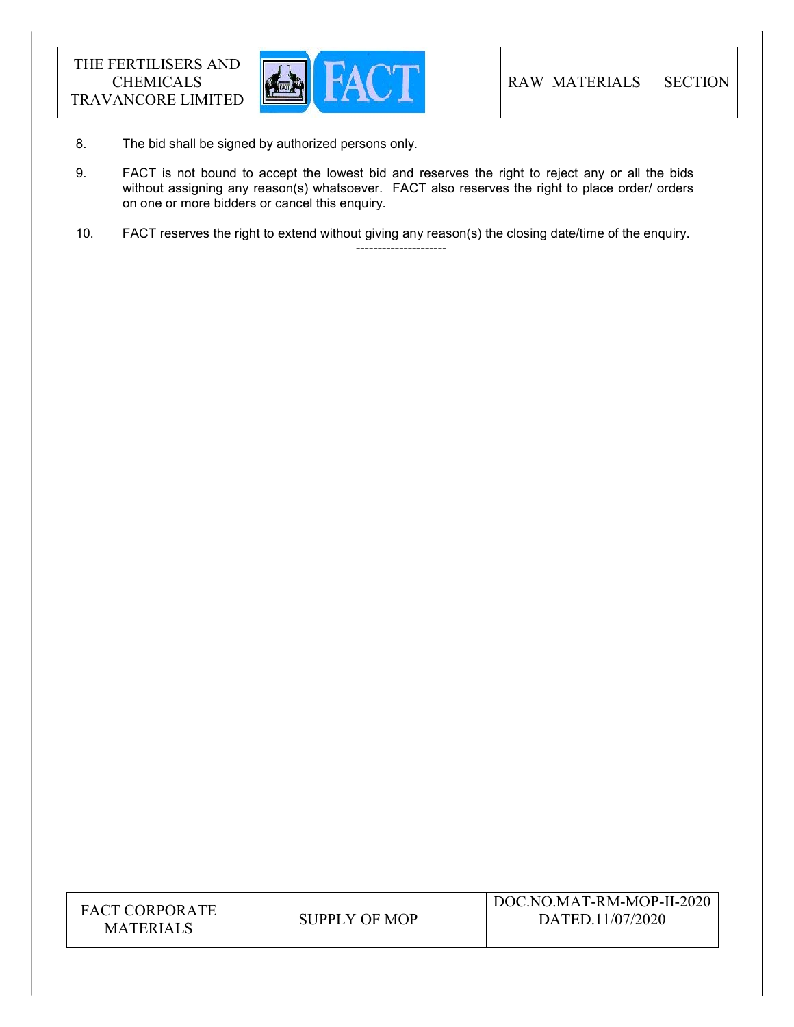8. The bid shall be signed by authorized persons only.

9. FACT is not bound to accept the lowest bid and reserves the right to reject any or all the bids without assigning any reason(s) whatsoever. FACT also reserves the right to place order/ orders on one or more bidders or cancel this enquiry.

10. FACT reserves the right to extend without giving any reason(s) the closing date/time of the enquiry.

---------------------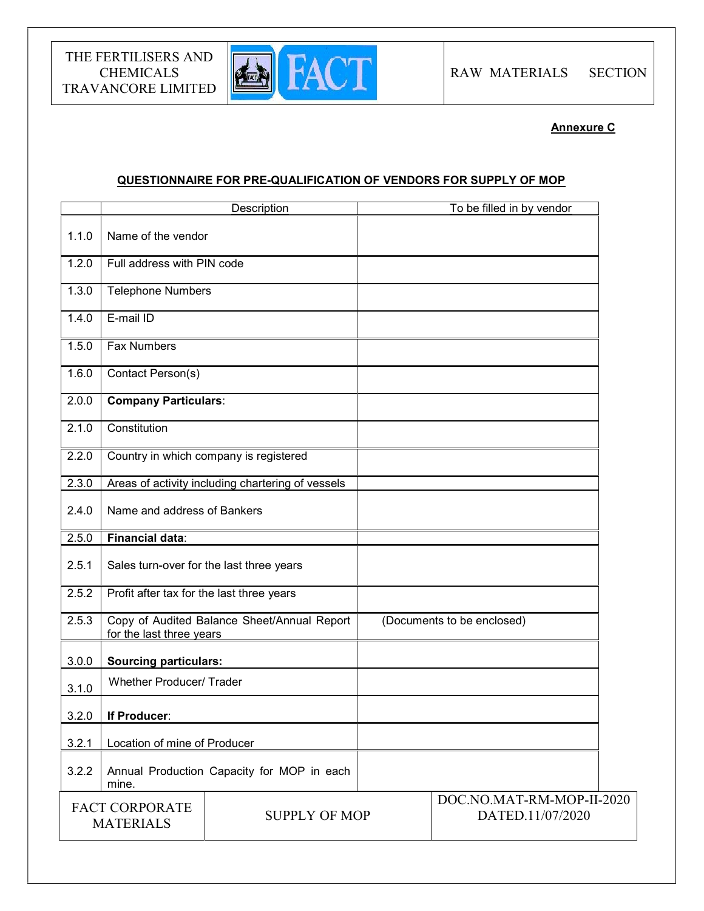**Annexure C**

**QUESTIONNAIRE FOR PRE-QUALIFICATION OF VENDORS FOR SUPPLY OF MOP**

| | Description | To be filled in by vendor |
|---|---|---|
| 1.1.0 | Name of the vendor | |
| 1.2.0 | Full address with PIN code | |
| 1.3.0 | Telephone Numbers | |
| 1.4.0 | E-mail ID | |
| 1.5.0 | Fax Numbers | |
| 1.6.0 | Contact Person(s) | |
| 2.0.0 | **Company Particulars**: | |
| 2.1.0 | Constitution | |
| 2.2.0 | Country in which company is registered | |
| 2.3.0 | Areas of activity including chartering of vessels | |
| 2.4.0 | Name and address of Bankers | |
| 2.5.0 | **Financial data**: | |
| 2.5.1 | Sales turn-over for the last three years | |
| 2.5.2 | Profit after tax for the last three years | |
| 2.5.3 | Copy of Audited Balance Sheet/Annual Report for the last three years | (Documents to be enclosed) |
| 3.0.0 | **Sourcing particulars:** | |
| 3.1.0 | Whether Producer/ Trader | |
| 3.2.0 | **If Producer**: | |
| 3.2.1 | Location of mine of Producer | |
| 3.2.2 | Annual Production Capacity for MOP in each mine. | |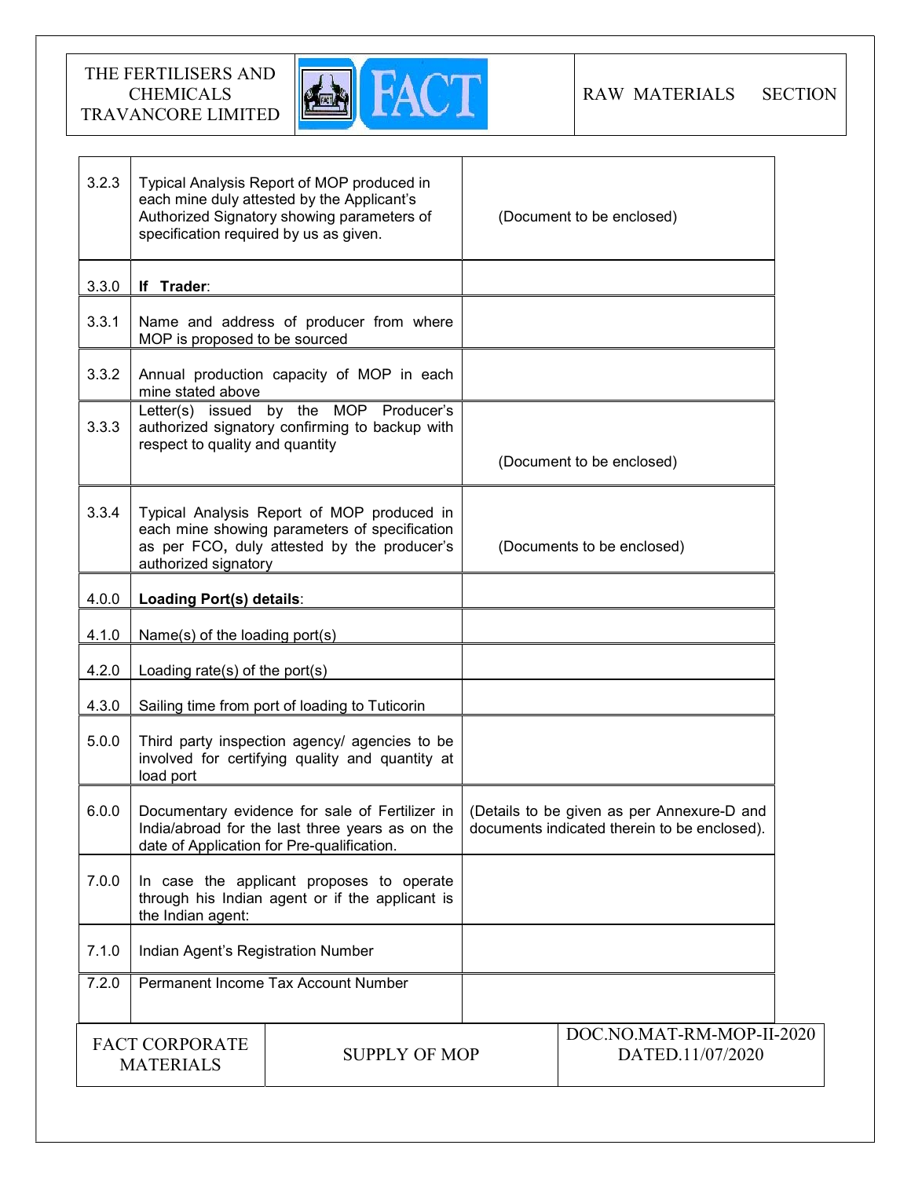| | | |
|---|---|---|
| 3.2.3 | Typical Analysis Report of MOP produced in each mine duly attested by the Applicant's Authorized Signatory showing parameters of specification required by us as given. | (Document to be enclosed) |
| 3.3.0 | **If Trader**: | |
| 3.3.1 | Name and address of producer from where MOP is proposed to be sourced | |
| 3.3.2 | Annual production capacity of MOP in each mine stated above | |
| 3.3.3 | Letter(s) issued by the MOP Producer's authorized signatory confirming to backup with respect to quality and quantity | (Document to be enclosed) |
| 3.3.4 | Typical Analysis Report of MOP produced in each mine showing parameters of specification as per FCO, duly attested by the producer's authorized signatory | (Documents to be enclosed) |
| 4.0.0 | **Loading Port(s) details**: | |
| 4.1.0 | Name(s) of the loading port(s) | |
| 4.2.0 | Loading rate(s) of the port(s) | |
| 4.3.0 | Sailing time from port of loading to Tuticorin | |
| 5.0.0 | Third party inspection agency/ agencies to be involved for certifying quality and quantity at load port | |
| 6.0.0 | Documentary evidence for sale of Fertilizer in India/abroad for the last three years as on the date of Application for Pre-qualification. | (Details to be given as per Annexure-D and documents indicated therein to be enclosed). |
| 7.0.0 | In case the applicant proposes to operate through his Indian agent or if the applicant is the Indian agent: | |
| 7.1.0 | Indian Agent's Registration Number | |
| 7.2.0 | Permanent Income Tax Account Number | |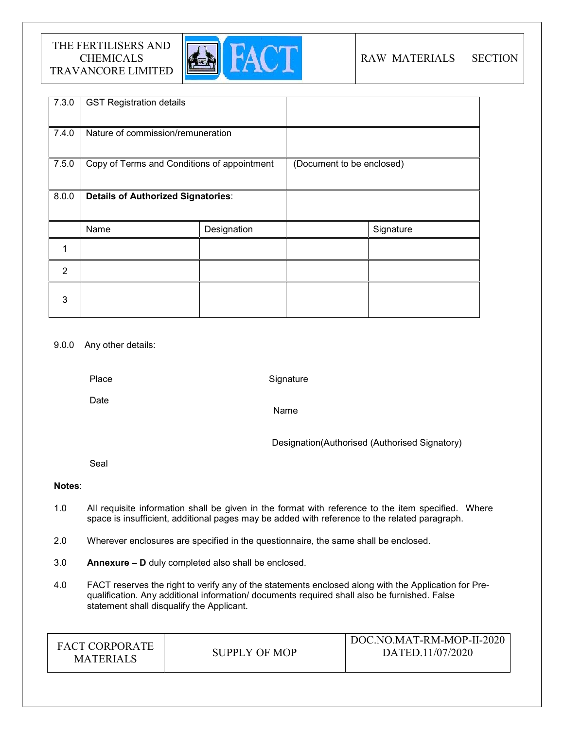| | | | | |
|---|---|---|---|---|
| 7.3.0 | GST Registration details | | | |
| 7.4.0 | Nature of commission/remuneration | | | |
| 7.5.0 | Copy of Terms and Conditions of appointment | | (Document to be enclosed) | |
| 8.0.0 | **Details of Authorized Signatories**: | | | |
| | Name | Designation | | Signature |
| 1 | | | | |
| 2 | | | | |
| 3 | | | | |

9.0.0 Any other details:

Place

Date

Signature

Name

Designation(Authorised (Authorised Signatory)

Seal

**Notes**:

1.0 All requisite information shall be given in the format with reference to the item specified. Where space is insufficient, additional pages may be added with reference to the related paragraph.

2.0 Wherever enclosures are specified in the questionnaire, the same shall be enclosed.

3.0 **Annexure – D** duly completed also shall be enclosed.

4.0 FACT reserves the right to verify any of the statements enclosed along with the Application for Pre-qualification. Any additional information/ documents required shall also be furnished. False statement shall disqualify the Applicant.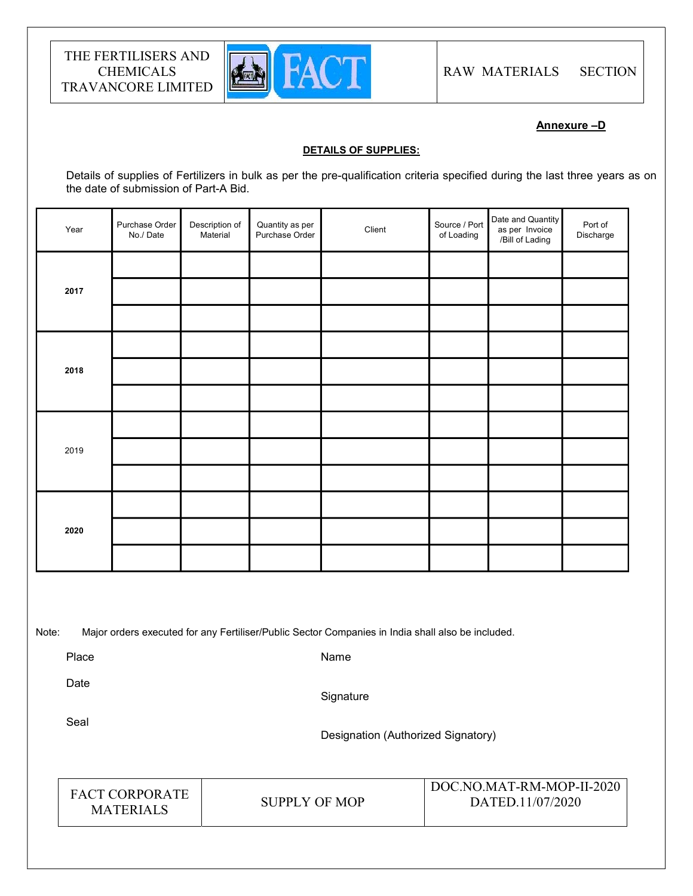**Annexure –D**

**DETAILS OF SUPPLIES:**

Details of supplies of Fertilizers in bulk as per the pre-qualification criteria specified during the last three years as on the date of submission of Part-A Bid.

| Year | Purchase Order No./ Date | Description of Material | Quantity as per Purchase Order | Client | Source / Port of Loading | Date and Quantity as per Invoice /Bill of Lading | Port of Discharge |
|---|---|---|---|---|---|---|---|
| **2017** | | | | | | | |
| | | | | | | | |
| | | | | | | | |
| **2018** | | | | | | | |
| | | | | | | | |
| | | | | | | | |
| 2019 | | | | | | | |
| | | | | | | | |
| | | | | | | | |
| **2020** | | | | | | | |
| | | | | | | | |
| | | | | | | | |

Note: Major orders executed for any Fertiliser/Public Sector Companies in India shall also be included.

Place

Date

Seal

Name

Signature

Designation (Authorized Signatory)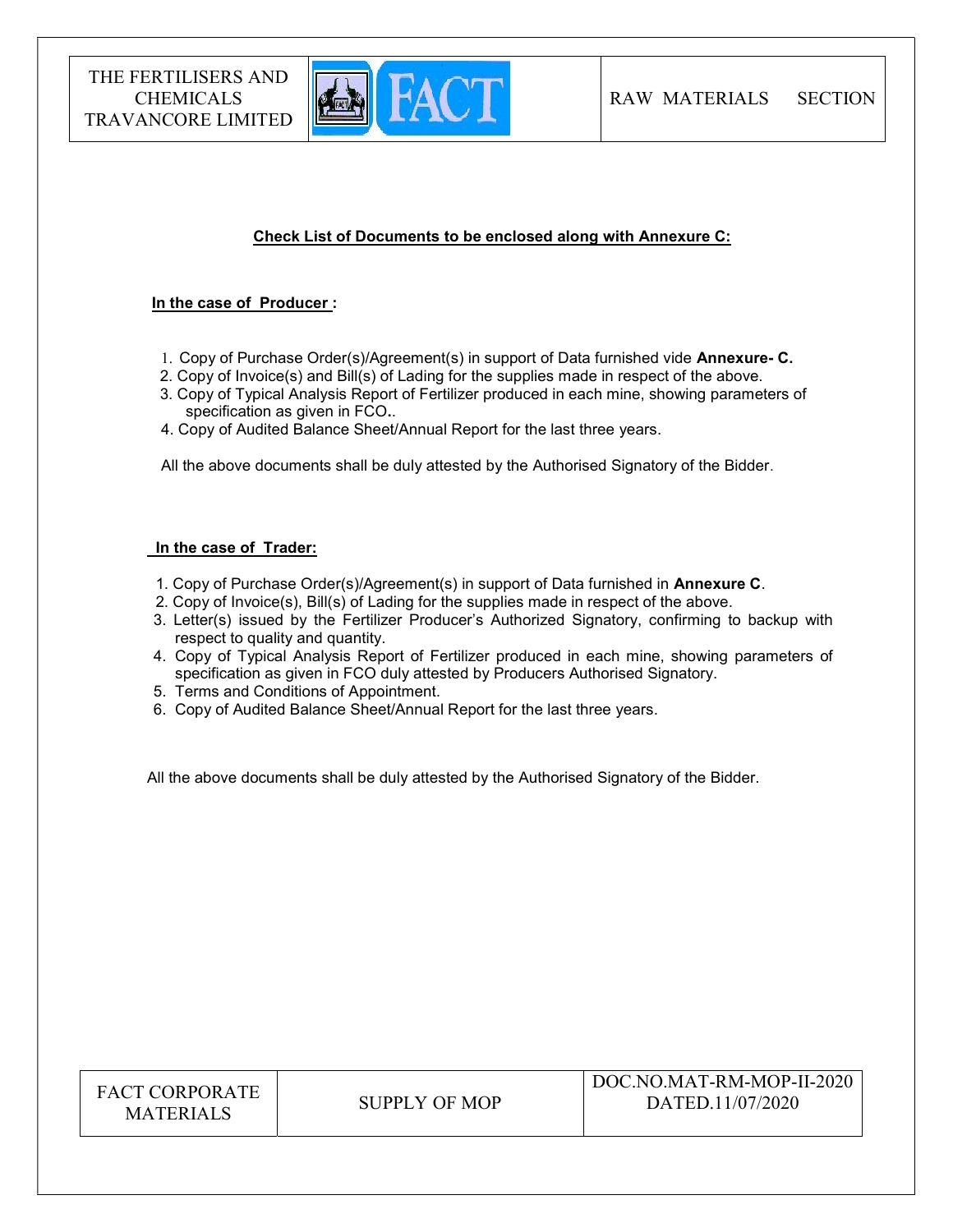## Check List of Documents to be enclosed along with Annexure C:

**In the case of Producer :**

1. Copy of Purchase Order(s)/Agreement(s) in support of Data furnished vide **Annexure- C.**
2. Copy of Invoice(s) and Bill(s) of Lading for the supplies made in respect of the above.
3. Copy of Typical Analysis Report of Fertilizer produced in each mine, showing parameters of specification as given in FCO..
4. Copy of Audited Balance Sheet/Annual Report for the last three years.

All the above documents shall be duly attested by the Authorised Signatory of the Bidder.

**In the case of Trader:**

1. Copy of Purchase Order(s)/Agreement(s) in support of Data furnished in **Annexure C**.
2. Copy of Invoice(s), Bill(s) of Lading for the supplies made in respect of the above.
3. Letter(s) issued by the Fertilizer Producer's Authorized Signatory, confirming to backup with respect to quality and quantity.
4. Copy of Typical Analysis Report of Fertilizer produced in each mine, showing parameters of specification as given in FCO duly attested by Producers Authorised Signatory.
5. Terms and Conditions of Appointment.
6. Copy of Audited Balance Sheet/Annual Report for the last three years.

All the above documents shall be duly attested by the Authorised Signatory of the Bidder.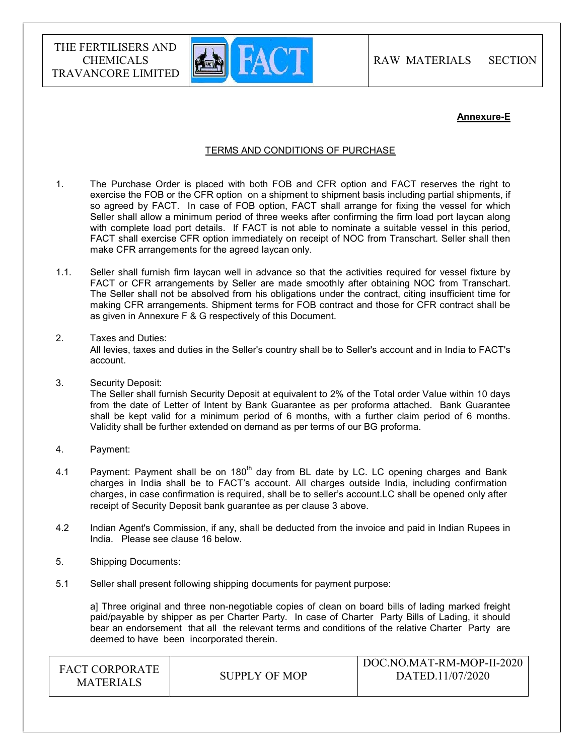**Annexure-E**

TERMS AND CONDITIONS OF PURCHASE

1. The Purchase Order is placed with both FOB and CFR option and FACT reserves the right to exercise the FOB or the CFR option on a shipment to shipment basis including partial shipments, if so agreed by FACT. In case of FOB option, FACT shall arrange for fixing the vessel for which Seller shall allow a minimum period of three weeks after confirming the firm load port laycan along with complete load port details. If FACT is not able to nominate a suitable vessel in this period, FACT shall exercise CFR option immediately on receipt of NOC from Transchart. Seller shall then make CFR arrangements for the agreed laycan only.

1.1. Seller shall furnish firm laycan well in advance so that the activities required for vessel fixture by FACT or CFR arrangements by Seller are made smoothly after obtaining NOC from Transchart. The Seller shall not be absolved from his obligations under the contract, citing insufficient time for making CFR arrangements. Shipment terms for FOB contract and those for CFR contract shall be as given in Annexure F & G respectively of this Document.

2. Taxes and Duties:
All levies, taxes and duties in the Seller's country shall be to Seller's account and in India to FACT's account.

3. Security Deposit:
The Seller shall furnish Security Deposit at equivalent to 2% of the Total order Value within 10 days from the date of Letter of Intent by Bank Guarantee as per proforma attached. Bank Guarantee shall be kept valid for a minimum period of 6 months, with a further claim period of 6 months. Validity shall be further extended on demand as per terms of our BG proforma.

4. Payment:

4.1 Payment: Payment shall be on 180th day from BL date by LC. LC opening charges and Bank charges in India shall be to FACT's account. All charges outside India, including confirmation charges, in case confirmation is required, shall be to seller's account.LC shall be opened only after receipt of Security Deposit bank guarantee as per clause 3 above.

4.2 Indian Agent's Commission, if any, shall be deducted from the invoice and paid in Indian Rupees in India. Please see clause 16 below.

5. Shipping Documents:

5.1 Seller shall present following shipping documents for payment purpose:

a] Three original and three non-negotiable copies of clean on board bills of lading marked freight paid/payable by shipper as per Charter Party. In case of Charter Party Bills of Lading, it should bear an endorsement that all the relevant terms and conditions of the relative Charter Party are deemed to have been incorporated therein.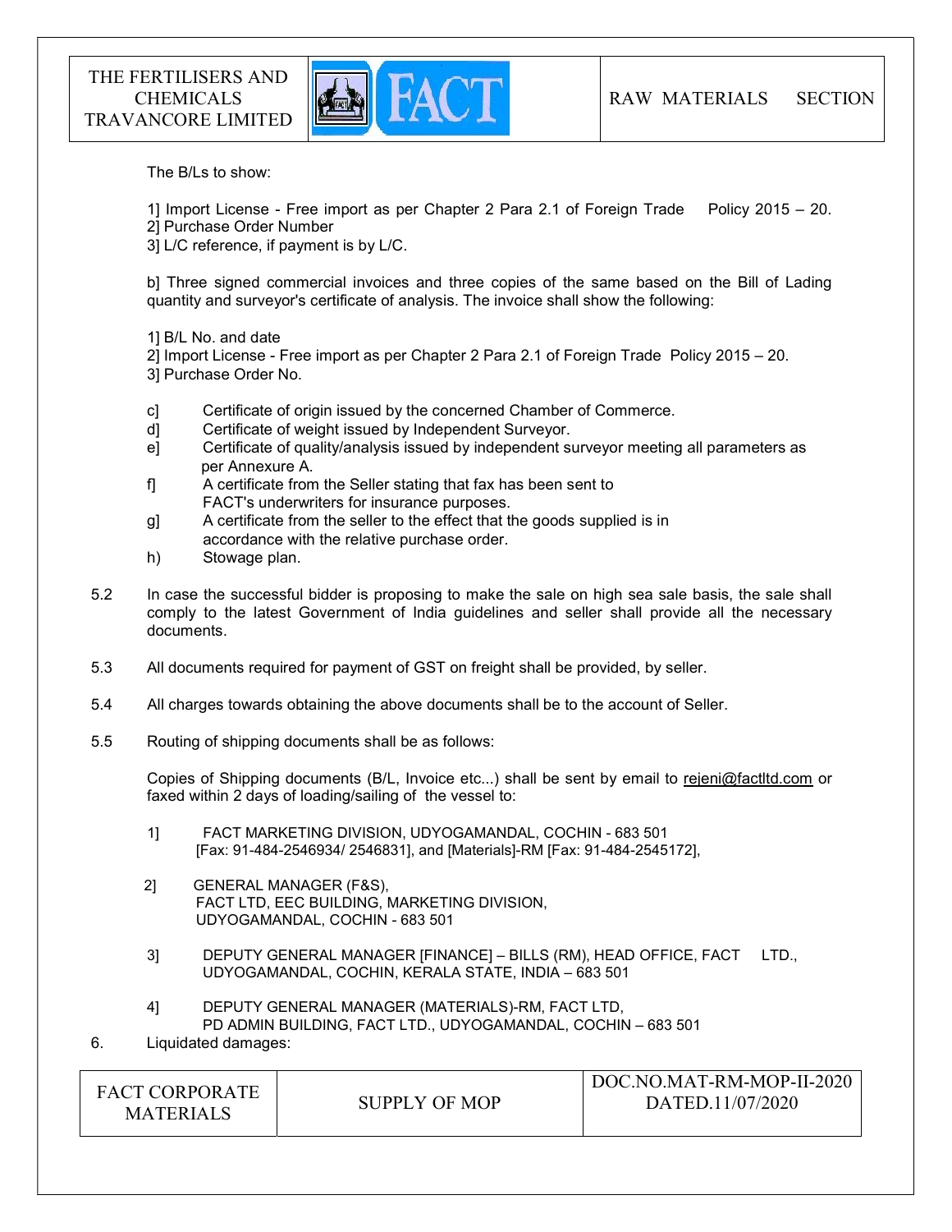The B/Ls to show:

1] Import License - Free import as per Chapter 2 Para 2.1 of Foreign Trade Policy 2015 – 20.
2] Purchase Order Number
3] L/C reference, if payment is by L/C.

b] Three signed commercial invoices and three copies of the same based on the Bill of Lading quantity and surveyor's certificate of analysis. The invoice shall show the following:

1] B/L No. and date
2] Import License - Free import as per Chapter 2 Para 2.1 of Foreign Trade Policy 2015 – 20.
3] Purchase Order No.

c] Certificate of origin issued by the concerned Chamber of Commerce.
d] Certificate of weight issued by Independent Surveyor.
e] Certificate of quality/analysis issued by independent surveyor meeting all parameters as per Annexure A.
f] A certificate from the Seller stating that fax has been sent to FACT's underwriters for insurance purposes.
g] A certificate from the seller to the effect that the goods supplied is in accordance with the relative purchase order.
h) Stowage plan.

5.2 In case the successful bidder is proposing to make the sale on high sea sale basis, the sale shall comply to the latest Government of India guidelines and seller shall provide all the necessary documents.

5.3 All documents required for payment of GST on freight shall be provided, by seller.

5.4 All charges towards obtaining the above documents shall be to the account of Seller.

5.5 Routing of shipping documents shall be as follows:

Copies of Shipping documents (B/L, Invoice etc...) shall be sent by email to rejeni@factltd.com or faxed within 2 days of loading/sailing of the vessel to:

1] FACT MARKETING DIVISION, UDYOGAMANDAL, COCHIN - 683 501
[Fax: 91-484-2546934/ 2546831], and [Materials]-RM [Fax: 91-484-2545172],

2] GENERAL MANAGER (F&S),
FACT LTD, EEC BUILDING, MARKETING DIVISION,
UDYOGAMANDAL, COCHIN - 683 501

3] DEPUTY GENERAL MANAGER [FINANCE] – BILLS (RM), HEAD OFFICE, FACT LTD., UDYOGAMANDAL, COCHIN, KERALA STATE, INDIA – 683 501

4] DEPUTY GENERAL MANAGER (MATERIALS)-RM, FACT LTD,
PD ADMIN BUILDING, FACT LTD., UDYOGAMANDAL, COCHIN – 683 501

6. Liquidated damages: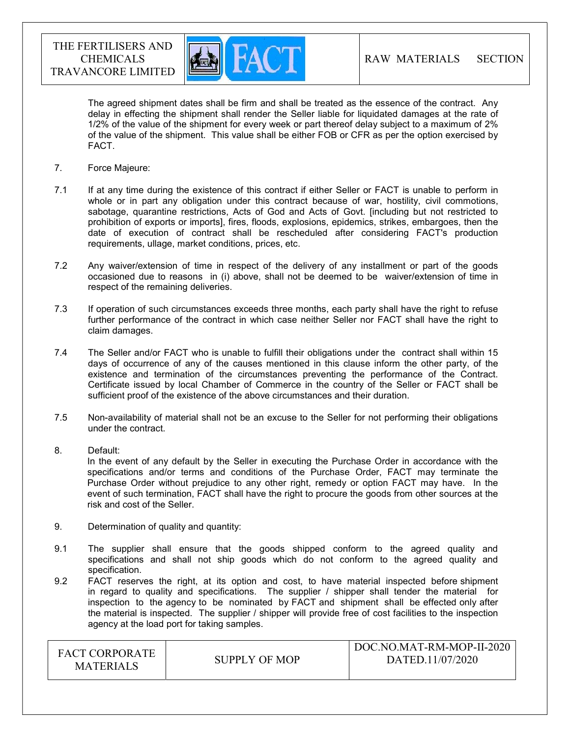The agreed shipment dates shall be firm and shall be treated as the essence of the contract. Any delay in effecting the shipment shall render the Seller liable for liquidated damages at the rate of 1/2% of the value of the shipment for every week or part thereof delay subject to a maximum of 2% of the value of the shipment. This value shall be either FOB or CFR as per the option exercised by FACT.

7. Force Majeure:

7.1 If at any time during the existence of this contract if either Seller or FACT is unable to perform in whole or in part any obligation under this contract because of war, hostility, civil commotions, sabotage, quarantine restrictions, Acts of God and Acts of Govt. [including but not restricted to prohibition of exports or imports], fires, floods, explosions, epidemics, strikes, embargoes, then the date of execution of contract shall be rescheduled after considering FACT's production requirements, ullage, market conditions, prices, etc.

7.2 Any waiver/extension of time in respect of the delivery of any installment or part of the goods occasioned due to reasons in (i) above, shall not be deemed to be waiver/extension of time in respect of the remaining deliveries.

7.3 If operation of such circumstances exceeds three months, each party shall have the right to refuse further performance of the contract in which case neither Seller nor FACT shall have the right to claim damages.

7.4 The Seller and/or FACT who is unable to fulfill their obligations under the contract shall within 15 days of occurrence of any of the causes mentioned in this clause inform the other party, of the existence and termination of the circumstances preventing the performance of the Contract. Certificate issued by local Chamber of Commerce in the country of the Seller or FACT shall be sufficient proof of the existence of the above circumstances and their duration.

7.5 Non-availability of material shall not be an excuse to the Seller for not performing their obligations under the contract.

8. Default:
In the event of any default by the Seller in executing the Purchase Order in accordance with the specifications and/or terms and conditions of the Purchase Order, FACT may terminate the Purchase Order without prejudice to any other right, remedy or option FACT may have. In the event of such termination, FACT shall have the right to procure the goods from other sources at the risk and cost of the Seller.

9. Determination of quality and quantity:

9.1 The supplier shall ensure that the goods shipped conform to the agreed quality and specifications and shall not ship goods which do not conform to the agreed quality and specification.

9.2 FACT reserves the right, at its option and cost, to have material inspected before shipment in regard to quality and specifications. The supplier / shipper shall tender the material for inspection to the agency to be nominated by FACT and shipment shall be effected only after the material is inspected. The supplier / shipper will provide free of cost facilities to the inspection agency at the load port for taking samples.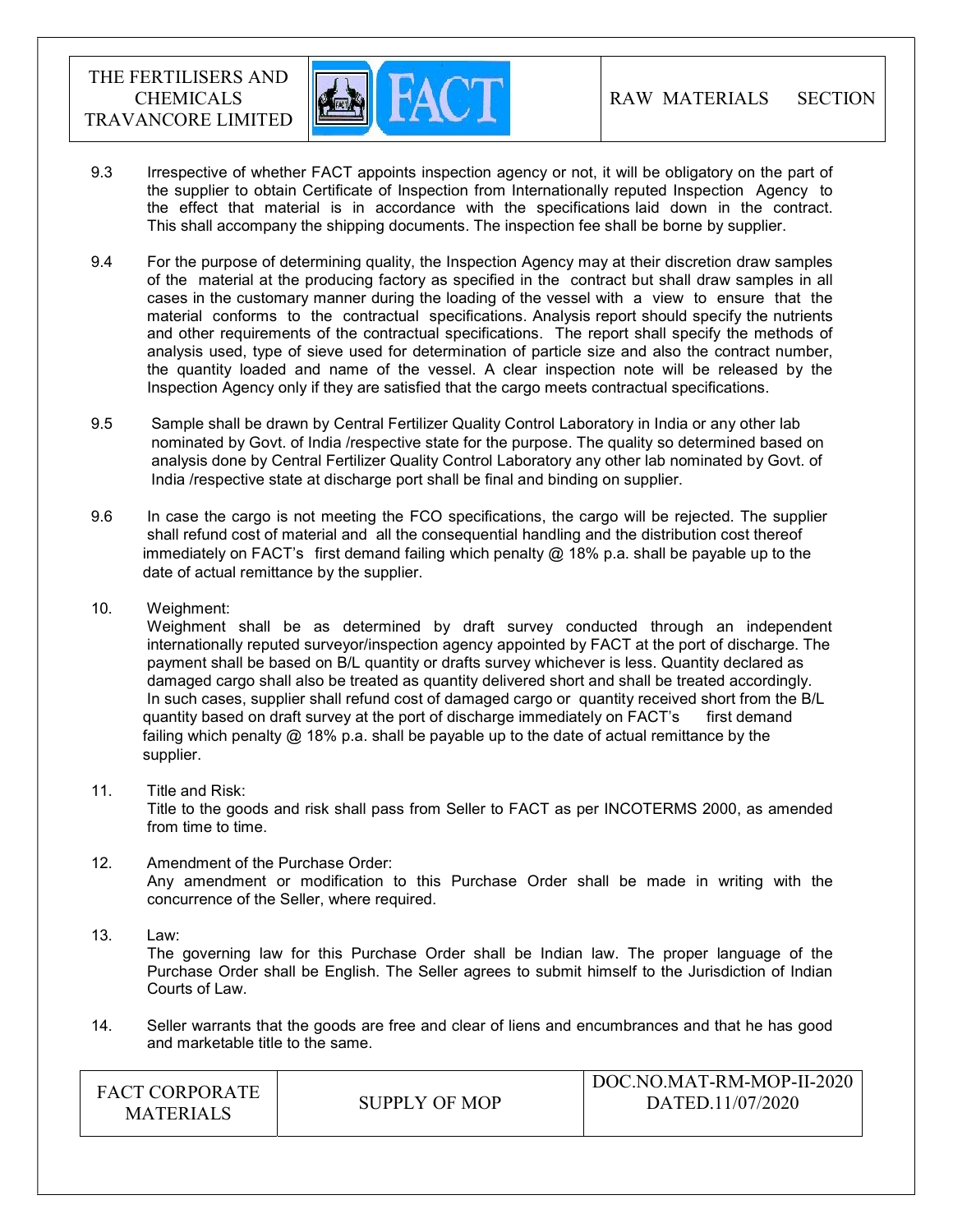9.3 Irrespective of whether FACT appoints inspection agency or not, it will be obligatory on the part of the supplier to obtain Certificate of Inspection from Internationally reputed Inspection Agency to the effect that material is in accordance with the specifications laid down in the contract. This shall accompany the shipping documents. The inspection fee shall be borne by supplier.

9.4 For the purpose of determining quality, the Inspection Agency may at their discretion draw samples of the material at the producing factory as specified in the contract but shall draw samples in all cases in the customary manner during the loading of the vessel with a view to ensure that the material conforms to the contractual specifications. Analysis report should specify the nutrients and other requirements of the contractual specifications. The report shall specify the methods of analysis used, type of sieve used for determination of particle size and also the contract number, the quantity loaded and name of the vessel. A clear inspection note will be released by the Inspection Agency only if they are satisfied that the cargo meets contractual specifications.

9.5 Sample shall be drawn by Central Fertilizer Quality Control Laboratory in India or any other lab nominated by Govt. of India /respective state for the purpose. The quality so determined based on analysis done by Central Fertilizer Quality Control Laboratory any other lab nominated by Govt. of India /respective state at discharge port shall be final and binding on supplier.

9.6 In case the cargo is not meeting the FCO specifications, the cargo will be rejected. The supplier shall refund cost of material and all the consequential handling and the distribution cost thereof immediately on FACT's first demand failing which penalty @ 18% p.a. shall be payable up to the date of actual remittance by the supplier.

10. Weighment:
Weighment shall be as determined by draft survey conducted through an independent internationally reputed surveyor/inspection agency appointed by FACT at the port of discharge. The payment shall be based on B/L quantity or drafts survey whichever is less. Quantity declared as damaged cargo shall also be treated as quantity delivered short and shall be treated accordingly. In such cases, supplier shall refund cost of damaged cargo or quantity received short from the B/L quantity based on draft survey at the port of discharge immediately on FACT's first demand failing which penalty @ 18% p.a. shall be payable up to the date of actual remittance by the supplier.

11. Title and Risk:
Title to the goods and risk shall pass from Seller to FACT as per INCOTERMS 2000, as amended from time to time.

12. Amendment of the Purchase Order:
Any amendment or modification to this Purchase Order shall be made in writing with the concurrence of the Seller, where required.

13. Law:
The governing law for this Purchase Order shall be Indian law. The proper language of the Purchase Order shall be English. The Seller agrees to submit himself to the Jurisdiction of Indian Courts of Law.

14. Seller warrants that the goods are free and clear of liens and encumbrances and that he has good and marketable title to the same.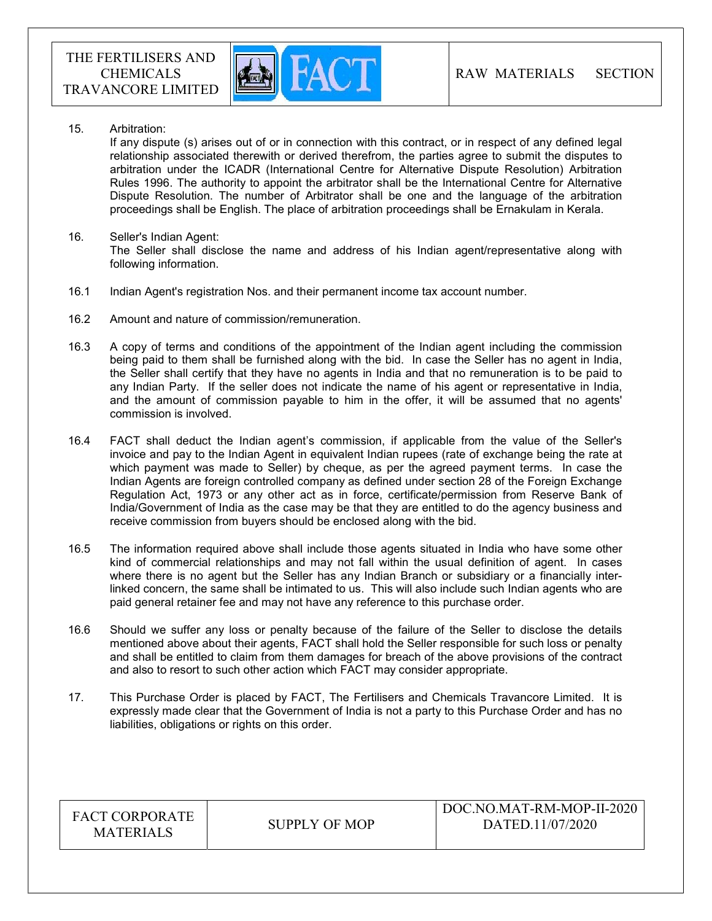15. Arbitration:
If any dispute (s) arises out of or in connection with this contract, or in respect of any defined legal relationship associated therewith or derived therefrom, the parties agree to submit the disputes to arbitration under the ICADR (International Centre for Alternative Dispute Resolution) Arbitration Rules 1996. The authority to appoint the arbitrator shall be the International Centre for Alternative Dispute Resolution. The number of Arbitrator shall be one and the language of the arbitration proceedings shall be English. The place of arbitration proceedings shall be Ernakulam in Kerala.

16. Seller's Indian Agent:
The Seller shall disclose the name and address of his Indian agent/representative along with following information.

16.1 Indian Agent's registration Nos. and their permanent income tax account number.

16.2 Amount and nature of commission/remuneration.

16.3 A copy of terms and conditions of the appointment of the Indian agent including the commission being paid to them shall be furnished along with the bid. In case the Seller has no agent in India, the Seller shall certify that they have no agents in India and that no remuneration is to be paid to any Indian Party. If the seller does not indicate the name of his agent or representative in India, and the amount of commission payable to him in the offer, it will be assumed that no agents' commission is involved.

16.4 FACT shall deduct the Indian agent's commission, if applicable from the value of the Seller's invoice and pay to the Indian Agent in equivalent Indian rupees (rate of exchange being the rate at which payment was made to Seller) by cheque, as per the agreed payment terms. In case the Indian Agents are foreign controlled company as defined under section 28 of the Foreign Exchange Regulation Act, 1973 or any other act as in force, certificate/permission from Reserve Bank of India/Government of India as the case may be that they are entitled to do the agency business and receive commission from buyers should be enclosed along with the bid.

16.5 The information required above shall include those agents situated in India who have some other kind of commercial relationships and may not fall within the usual definition of agent. In cases where there is no agent but the Seller has any Indian Branch or subsidiary or a financially inter-linked concern, the same shall be intimated to us. This will also include such Indian agents who are paid general retainer fee and may not have any reference to this purchase order.

16.6 Should we suffer any loss or penalty because of the failure of the Seller to disclose the details mentioned above about their agents, FACT shall hold the Seller responsible for such loss or penalty and shall be entitled to claim from them damages for breach of the above provisions of the contract and also to resort to such other action which FACT may consider appropriate.

17. This Purchase Order is placed by FACT, The Fertilisers and Chemicals Travancore Limited. It is expressly made clear that the Government of India is not a party to this Purchase Order and has no liabilities, obligations or rights on this order.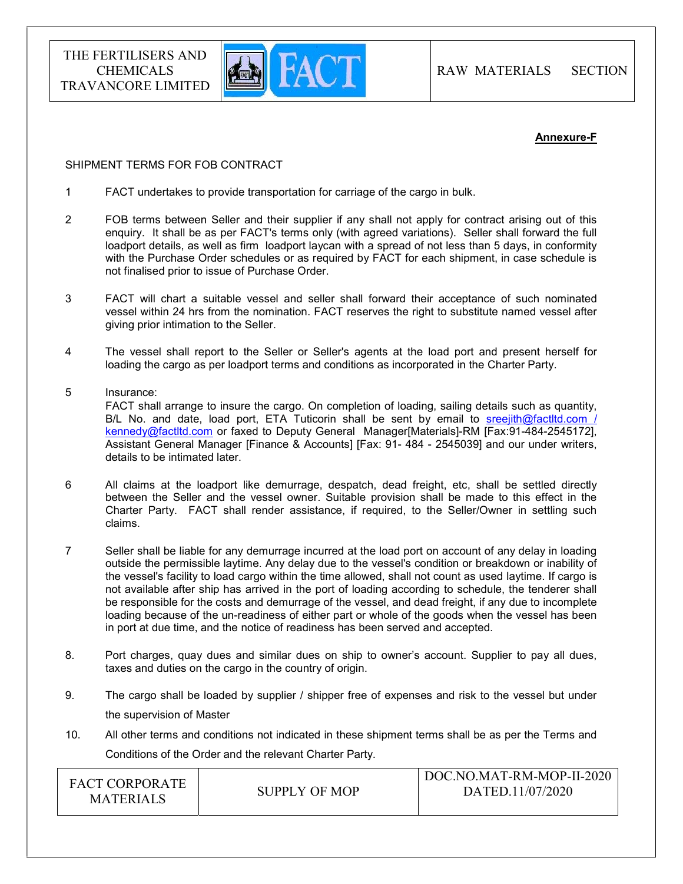**Annexure-F**

SHIPMENT TERMS FOR FOB CONTRACT

1. FACT undertakes to provide transportation for carriage of the cargo in bulk.

2. FOB terms between Seller and their supplier if any shall not apply for contract arising out of this enquiry. It shall be as per FACT's terms only (with agreed variations). Seller shall forward the full loadport details, as well as firm loadport laycan with a spread of not less than 5 days, in conformity with the Purchase Order schedules or as required by FACT for each shipment, in case schedule is not finalised prior to issue of Purchase Order.

3. FACT will chart a suitable vessel and seller shall forward their acceptance of such nominated vessel within 24 hrs from the nomination. FACT reserves the right to substitute named vessel after giving prior intimation to the Seller.

4. The vessel shall report to the Seller or Seller's agents at the load port and present herself for loading the cargo as per loadport terms and conditions as incorporated in the Charter Party.

5. Insurance:
   FACT shall arrange to insure the cargo. On completion of loading, sailing details such as quantity, B/L No. and date, load port, ETA Tuticorin shall be sent by email to sreejith@factltd.com / kennedy@factltd.com or faxed to Deputy General Manager[Materials]-RM [Fax:91-484-2545172], Assistant General Manager [Finance & Accounts] [Fax: 91- 484 - 2545039] and our under writers, details to be intimated later.

6. All claims at the loadport like demurrage, despatch, dead freight, etc, shall be settled directly between the Seller and the vessel owner. Suitable provision shall be made to this effect in the Charter Party. FACT shall render assistance, if required, to the Seller/Owner in settling such claims.

7. Seller shall be liable for any demurrage incurred at the load port on account of any delay in loading outside the permissible laytime. Any delay due to the vessel's condition or breakdown or inability of the vessel's facility to load cargo within the time allowed, shall not count as used laytime. If cargo is not available after ship has arrived in the port of loading according to schedule, the tenderer shall be responsible for the costs and demurrage of the vessel, and dead freight, if any due to incomplete loading because of the un-readiness of either part or whole of the goods when the vessel has been in port at due time, and the notice of readiness has been served and accepted.

8. Port charges, quay dues and similar dues on ship to owner's account. Supplier to pay all dues, taxes and duties on the cargo in the country of origin.

9. The cargo shall be loaded by supplier / shipper free of expenses and risk to the vessel but under the supervision of Master

10. All other terms and conditions not indicated in these shipment terms shall be as per the Terms and Conditions of the Order and the relevant Charter Party.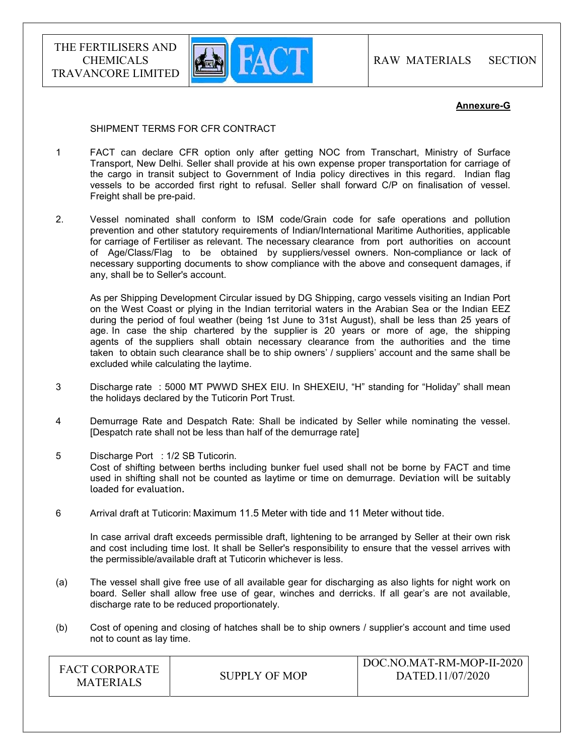**Annexure-G**

SHIPMENT TERMS FOR CFR CONTRACT

1. FACT can declare CFR option only after getting NOC from Transchart, Ministry of Surface Transport, New Delhi. Seller shall provide at his own expense proper transportation for carriage of the cargo in transit subject to Government of India policy directives in this regard. Indian flag vessels to be accorded first right to refusal. Seller shall forward C/P on finalisation of vessel. Freight shall be pre-paid.

2. Vessel nominated shall conform to ISM code/Grain code for safe operations and pollution prevention and other statutory requirements of Indian/International Maritime Authorities, applicable for carriage of Fertiliser as relevant. The necessary clearance from port authorities on account of Age/Class/Flag to be obtained by suppliers/vessel owners. Non-compliance or lack of necessary supporting documents to show compliance with the above and consequent damages, if any, shall be to Seller's account.

   As per Shipping Development Circular issued by DG Shipping, cargo vessels visiting an Indian Port on the West Coast or plying in the Indian territorial waters in the Arabian Sea or the Indian EEZ during the period of foul weather (being 1st June to 31st August), shall be less than 25 years of age. In case the ship chartered by the supplier is 20 years or more of age, the shipping agents of the suppliers shall obtain necessary clearance from the authorities and the time taken to obtain such clearance shall be to ship owners' / suppliers' account and the same shall be excluded while calculating the laytime.

3. Discharge rate : 5000 MT PWWD SHEX EIU. In SHEXEIU, "H" standing for "Holiday" shall mean the holidays declared by the Tuticorin Port Trust.

4. Demurrage Rate and Despatch Rate: Shall be indicated by Seller while nominating the vessel. [Despatch rate shall not be less than half of the demurrage rate]

5. Discharge Port : 1/2 SB Tuticorin.
   Cost of shifting between berths including bunker fuel used shall not be borne by FACT and time used in shifting shall not be counted as laytime or time on demurrage. Deviation will be suitably loaded for evaluation.

6. Arrival draft at Tuticorin: Maximum 11.5 Meter with tide and 11 Meter without tide.

   In case arrival draft exceeds permissible draft, lightening to be arranged by Seller at their own risk and cost including time lost. It shall be Seller's responsibility to ensure that the vessel arrives with the permissible/available draft at Tuticorin whichever is less.

(a) The vessel shall give free use of all available gear for discharging as also lights for night work on board. Seller shall allow free use of gear, winches and derricks. If all gear's are not available, discharge rate to be reduced proportionately.

(b) Cost of opening and closing of hatches shall be to ship owners / supplier's account and time used not to count as lay time.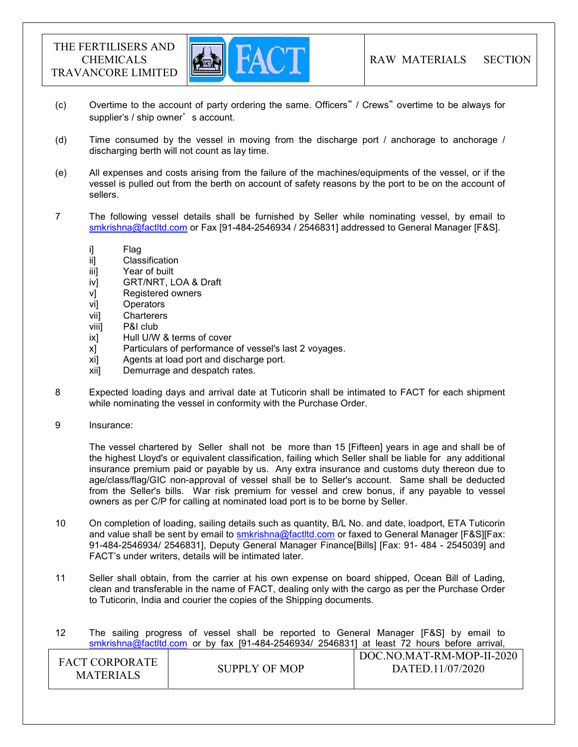(c) Overtime to the account of party ordering the same. Officers" / Crews" overtime to be always for supplier's / ship owner' s account.

(d) Time consumed by the vessel in moving from the discharge port / anchorage to anchorage / discharging berth will not count as lay time.

(e) All expenses and costs arising from the failure of the machines/equipments of the vessel, or if the vessel is pulled out from the berth on account of safety reasons by the port to be on the account of sellers.

7 The following vessel details shall be furnished by Seller while nominating vessel, by email to smkrishna@factltd.com or Fax [91-484-2546934 / 2546831] addressed to General Manager [F&S].

- i] Flag
- ii] Classification
- iii] Year of built
- iv] GRT/NRT, LOA & Draft
- v] Registered owners
- vi] Operators
- vii] Charterers
- viii] P&I club
- ix] Hull U/W & terms of cover
- x] Particulars of performance of vessel's last 2 voyages.
- xi] Agents at load port and discharge port.
- xii] Demurrage and despatch rates.

8 Expected loading days and arrival date at Tuticorin shall be intimated to FACT for each shipment while nominating the vessel in conformity with the Purchase Order.

9 Insurance:

The vessel chartered by Seller shall not be more than 15 [Fifteen] years in age and shall be of the highest Lloyd's or equivalent classification, failing which Seller shall be liable for any additional insurance premium paid or payable by us. Any extra insurance and customs duty thereon due to age/class/flag/GIC non-approval of vessel shall be to Seller's account. Same shall be deducted from the Seller's bills. War risk premium for vessel and crew bonus, if any payable to vessel owners as per C/P for calling at nominated load port is to be borne by Seller.

10 On completion of loading, sailing details such as quantity, B/L No. and date, loadport, ETA Tuticorin and value shall be sent by email to smkrishna@factltd.com or faxed to General Manager [F&S][Fax: 91-484-2546934/ 2546831], Deputy General Manager Finance[Bills] [Fax: 91- 484 - 2545039] and FACT's under writers, details will be intimated later.

11 Seller shall obtain, from the carrier at his own expense on board shipped, Ocean Bill of Lading, clean and transferable in the name of FACT, dealing only with the cargo as per the Purchase Order to Tuticorin, India and courier the copies of the Shipping documents.

12 The sailing progress of vessel shall be reported to General Manager [F&S] by email to smkrishna@factltd.com or by fax [91-484-2546934/ 2546831] at least 72 hours before arrival,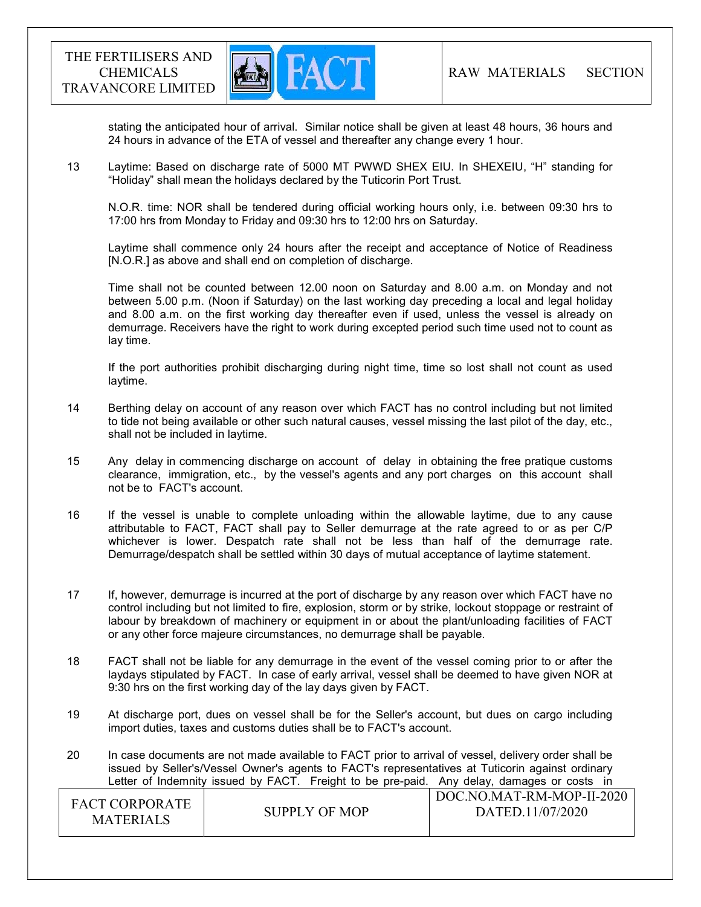stating the anticipated hour of arrival. Similar notice shall be given at least 48 hours, 36 hours and 24 hours in advance of the ETA of vessel and thereafter any change every 1 hour.

13 Laytime: Based on discharge rate of 5000 MT PWWD SHEX EIU. In SHEXEIU, "H" standing for "Holiday" shall mean the holidays declared by the Tuticorin Port Trust.

N.O.R. time: NOR shall be tendered during official working hours only, i.e. between 09:30 hrs to 17:00 hrs from Monday to Friday and 09:30 hrs to 12:00 hrs on Saturday.

Laytime shall commence only 24 hours after the receipt and acceptance of Notice of Readiness [N.O.R.] as above and shall end on completion of discharge.

Time shall not be counted between 12.00 noon on Saturday and 8.00 a.m. on Monday and not between 5.00 p.m. (Noon if Saturday) on the last working day preceding a local and legal holiday and 8.00 a.m. on the first working day thereafter even if used, unless the vessel is already on demurrage. Receivers have the right to work during excepted period such time used not to count as lay time.

If the port authorities prohibit discharging during night time, time so lost shall not count as used laytime.

14 Berthing delay on account of any reason over which FACT has no control including but not limited to tide not being available or other such natural causes, vessel missing the last pilot of the day, etc., shall not be included in laytime.

15 Any delay in commencing discharge on account of delay in obtaining the free pratique customs clearance, immigration, etc., by the vessel's agents and any port charges on this account shall not be to FACT's account.

16 If the vessel is unable to complete unloading within the allowable laytime, due to any cause attributable to FACT, FACT shall pay to Seller demurrage at the rate agreed to or as per C/P whichever is lower. Despatch rate shall not be less than half of the demurrage rate. Demurrage/despatch shall be settled within 30 days of mutual acceptance of laytime statement.

17 If, however, demurrage is incurred at the port of discharge by any reason over which FACT have no control including but not limited to fire, explosion, storm or by strike, lockout stoppage or restraint of labour by breakdown of machinery or equipment in or about the plant/unloading facilities of FACT or any other force majeure circumstances, no demurrage shall be payable.

18 FACT shall not be liable for any demurrage in the event of the vessel coming prior to or after the laydays stipulated by FACT. In case of early arrival, vessel shall be deemed to have given NOR at 9:30 hrs on the first working day of the lay days given by FACT.

19 At discharge port, dues on vessel shall be for the Seller's account, but dues on cargo including import duties, taxes and customs duties shall be to FACT's account.

20 In case documents are not made available to FACT prior to arrival of vessel, delivery order shall be issued by Seller's/Vessel Owner's agents to FACT's representatives at Tuticorin against ordinary Letter of Indemnity issued by FACT. Freight to be pre-paid. Any delay, damages or costs in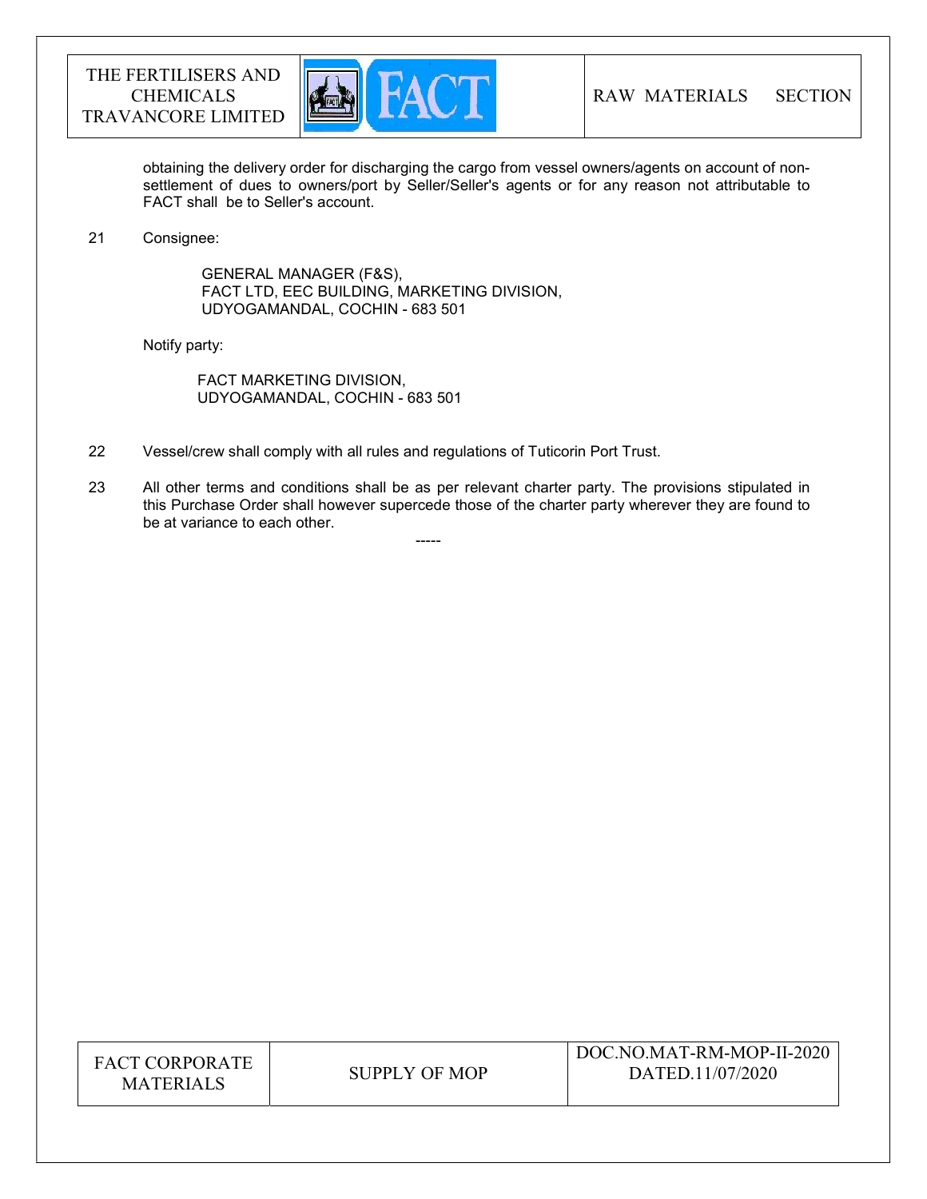obtaining the delivery order for discharging the cargo from vessel owners/agents on account of non-settlement of dues to owners/port by Seller/Seller's agents or for any reason not attributable to FACT shall be to Seller's account.

21 Consignee:

GENERAL MANAGER (F&S),
FACT LTD, EEC BUILDING, MARKETING DIVISION,
UDYOGAMANDAL, COCHIN - 683 501

Notify party:

FACT MARKETING DIVISION,
UDYOGAMANDAL, COCHIN - 683 501

22 Vessel/crew shall comply with all rules and regulations of Tuticorin Port Trust.

23 All other terms and conditions shall be as per relevant charter party. The provisions stipulated in this Purchase Order shall however supercede those of the charter party wherever they are found to be at variance to each other.

-----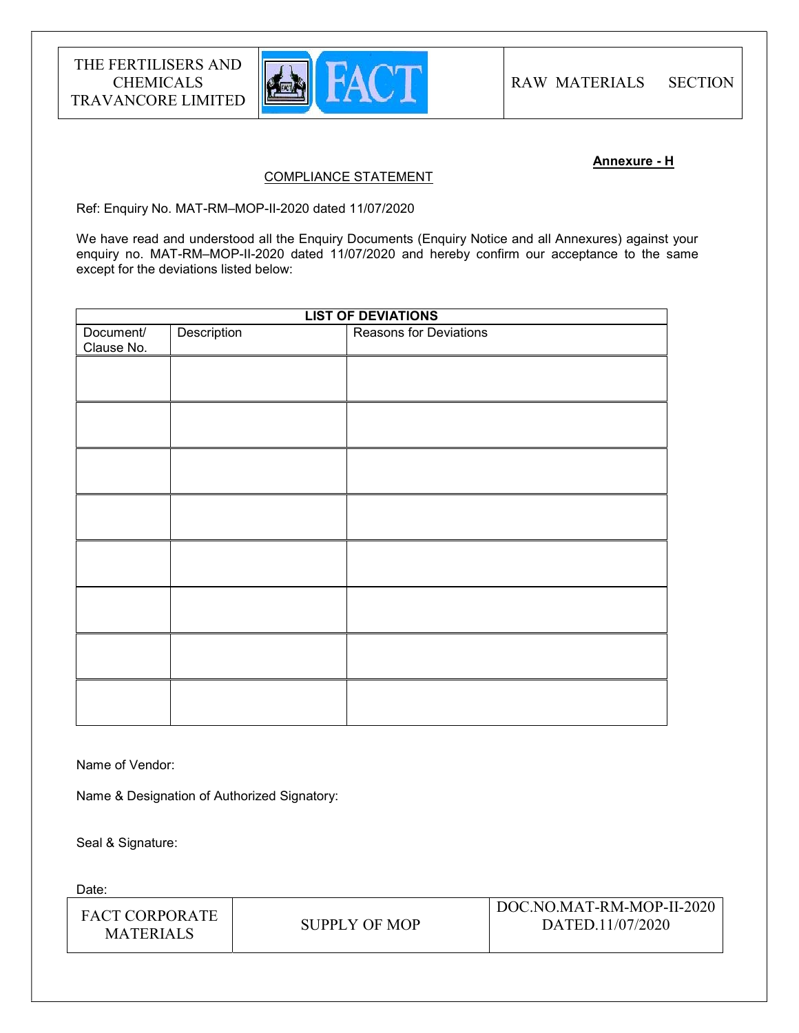**Annexure - H**

COMPLIANCE STATEMENT

Ref: Enquiry No. MAT-RM–MOP-II-2020 dated 11/07/2020

We have read and understood all the Enquiry Documents (Enquiry Notice and all Annexures) against your enquiry no. MAT-RM–MOP-II-2020 dated 11/07/2020 and hereby confirm our acceptance to the same except for the deviations listed below:

| LIST OF DEVIATIONS | | |
|---|---|---|
| Document/ Clause No. | Description | Reasons for Deviations |
| | | |
| | | |
| | | |
| | | |
| | | |
| | | |
| | | |
| | | |

Name of Vendor:

Name & Designation of Authorized Signatory:

Seal & Signature:

Date: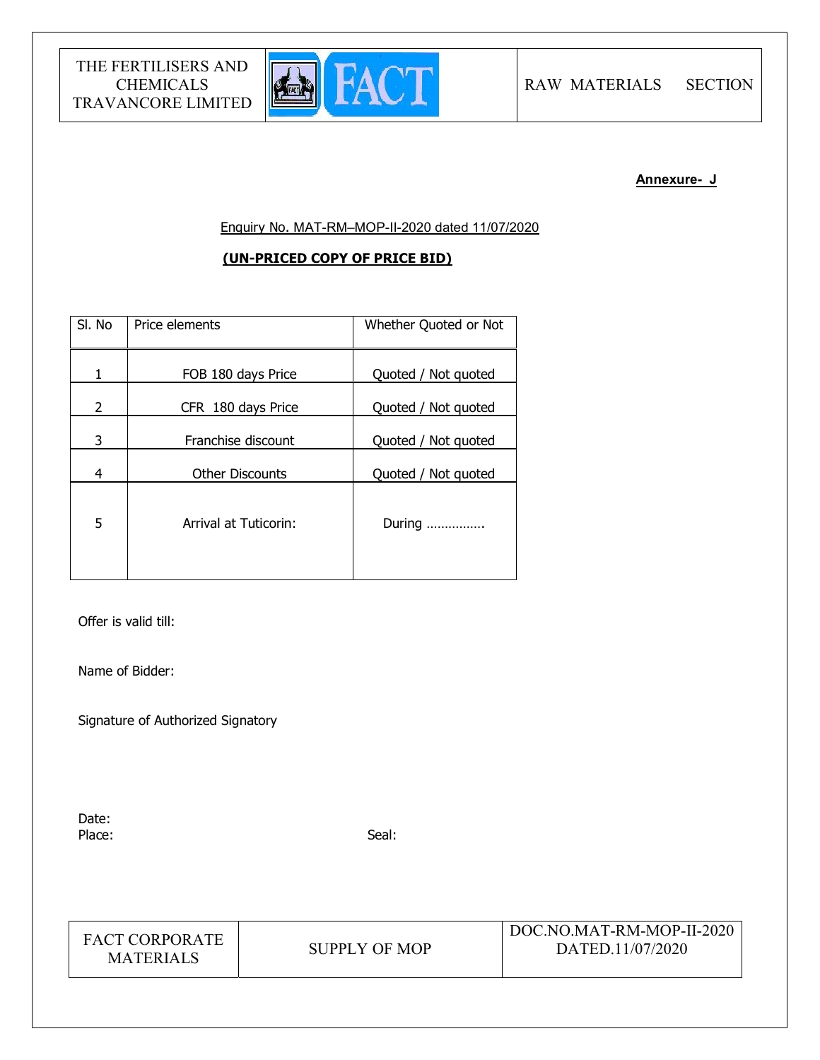**Annexure- J**

Enquiry No. MAT-RM–MOP-II-2020 dated 11/07/2020

**(UN-PRICED COPY OF PRICE BID)**

| Sl. No | Price elements | Whether Quoted or Not |
|---|---|---|
| 1 | FOB 180 days Price | Quoted / Not quoted |
| 2 | CFR 180 days Price | Quoted / Not quoted |
| 3 | Franchise discount | Quoted / Not quoted |
| 4 | Other Discounts | Quoted / Not quoted |
| 5 | Arrival at Tuticorin: | During ……………. |

Offer is valid till:

Name of Bidder:

Signature of Authorized Signatory

Date:

Place:

Seal: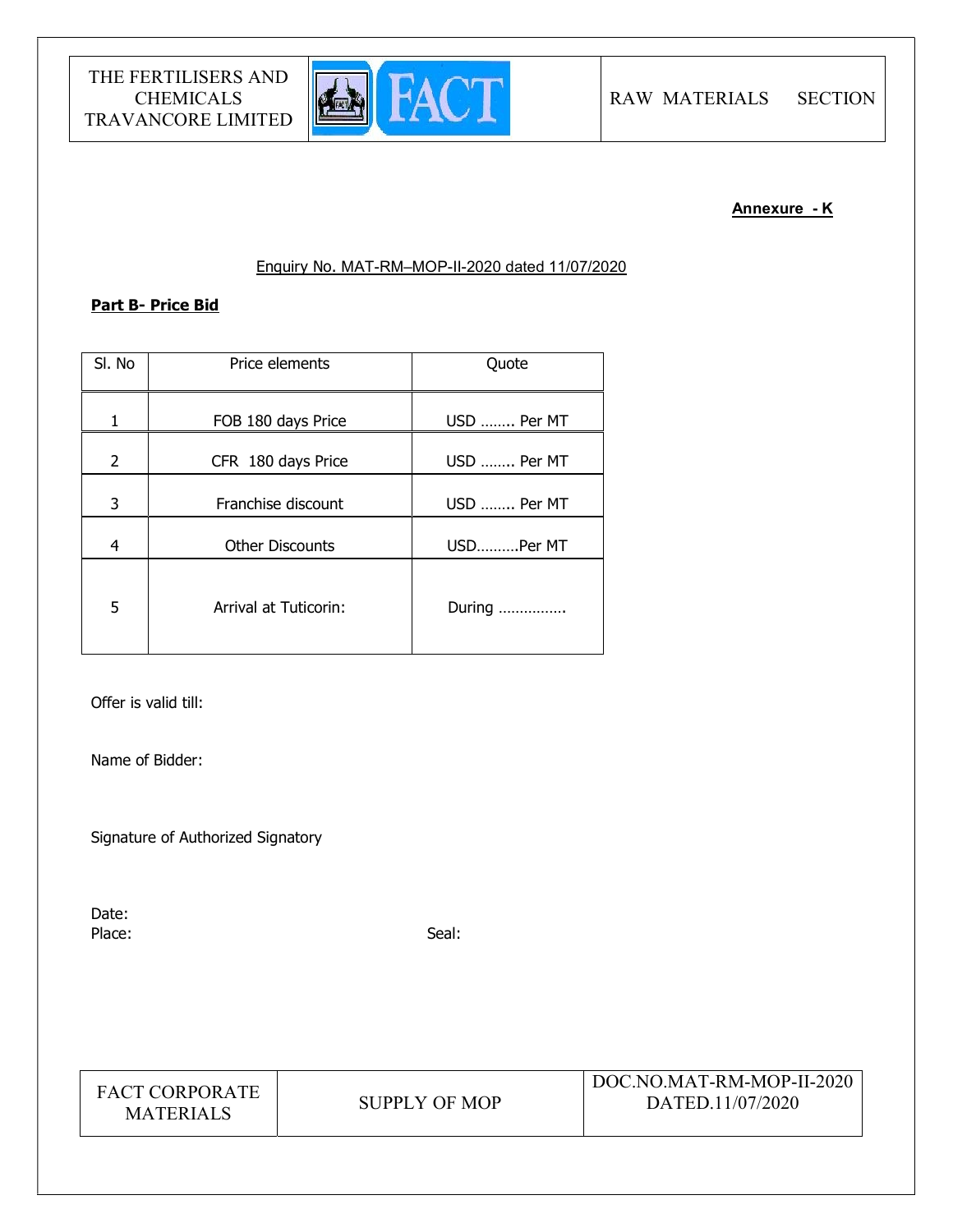**Annexure - K**

Enquiry No. MAT-RM–MOP-II-2020 dated 11/07/2020

**Part B- Price Bid**

| Sl. No | Price elements | Quote |
|---|---|---|
| 1 | FOB 180 days Price | USD …….. Per MT |
| 2 | CFR 180 days Price | USD …….. Per MT |
| 3 | Franchise discount | USD …….. Per MT |
| 4 | Other Discounts | USD……….Per MT |
| 5 | Arrival at Tuticorin: | During ……………. |

Offer is valid till:

Name of Bidder:

Signature of Authorized Signatory

Date:

Place:

Seal: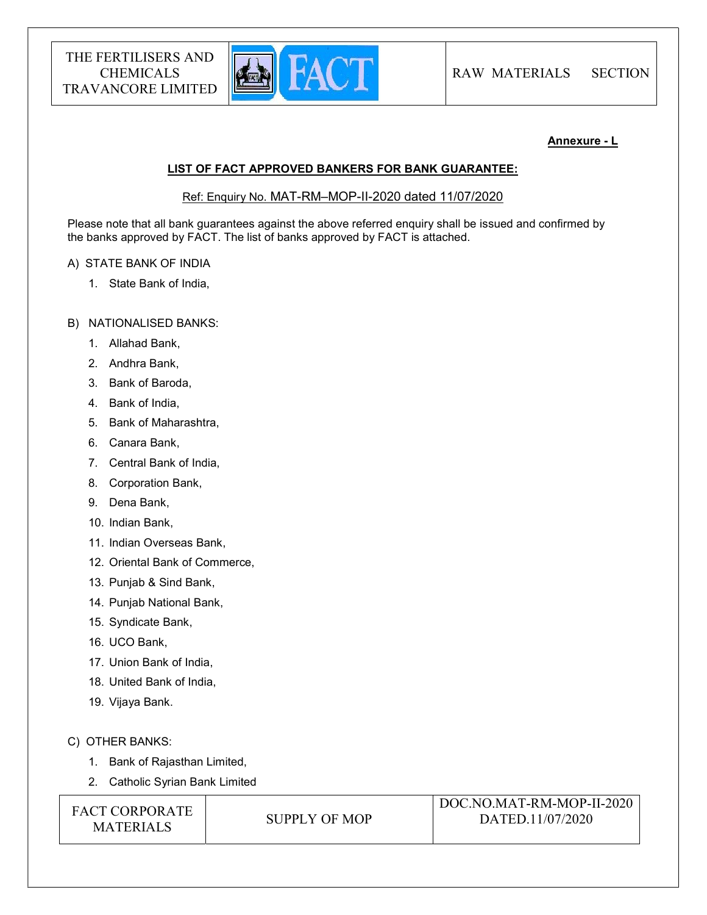**Annexure - L**

## LIST OF FACT APPROVED BANKERS FOR BANK GUARANTEE:

Ref: Enquiry No. MAT-RM–MOP-II-2020 dated 11/07/2020

Please note that all bank guarantees against the above referred enquiry shall be issued and confirmed by the banks approved by FACT. The list of banks approved by FACT is attached.

A) STATE BANK OF INDIA

1. State Bank of India,

B) NATIONALISED BANKS:

1. Allahad Bank,
2. Andhra Bank,
3. Bank of Baroda,
4. Bank of India,
5. Bank of Maharashtra,
6. Canara Bank,
7. Central Bank of India,
8. Corporation Bank,
9. Dena Bank,
10. Indian Bank,
11. Indian Overseas Bank,
12. Oriental Bank of Commerce,
13. Punjab & Sind Bank,
14. Punjab National Bank,
15. Syndicate Bank,
16. UCO Bank,
17. Union Bank of India,
18. United Bank of India,
19. Vijaya Bank.

C) OTHER BANKS:

1. Bank of Rajasthan Limited,
2. Catholic Syrian Bank Limited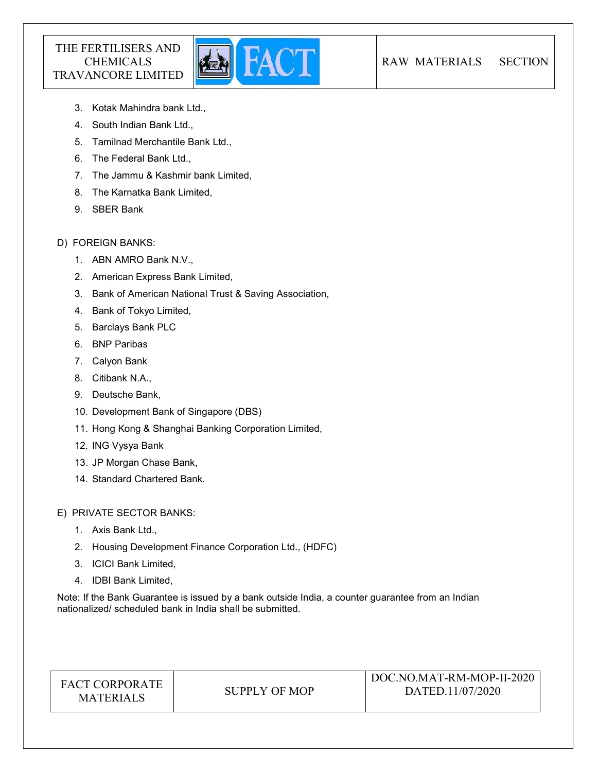3. Kotak Mahindra bank Ltd.,
4. South Indian Bank Ltd.,
5. Tamilnad Merchantile Bank Ltd.,
6. The Federal Bank Ltd.,
7. The Jammu & Kashmir bank Limited,
8. The Karnatka Bank Limited,
9. SBER Bank

D) FOREIGN BANKS:

1. ABN AMRO Bank N.V.,
2. American Express Bank Limited,
3. Bank of American National Trust & Saving Association,
4. Bank of Tokyo Limited,
5. Barclays Bank PLC
6. BNP Paribas
7. Calyon Bank
8. Citibank N.A.,
9. Deutsche Bank,
10. Development Bank of Singapore (DBS)
11. Hong Kong & Shanghai Banking Corporation Limited,
12. ING Vysya Bank
13. JP Morgan Chase Bank,
14. Standard Chartered Bank.

E) PRIVATE SECTOR BANKS:

1. Axis Bank Ltd.,
2. Housing Development Finance Corporation Ltd., (HDFC)
3. ICICI Bank Limited,
4. IDBI Bank Limited,

Note: If the Bank Guarantee is issued by a bank outside India, a counter guarantee from an Indian nationalized/ scheduled bank in India shall be submitted.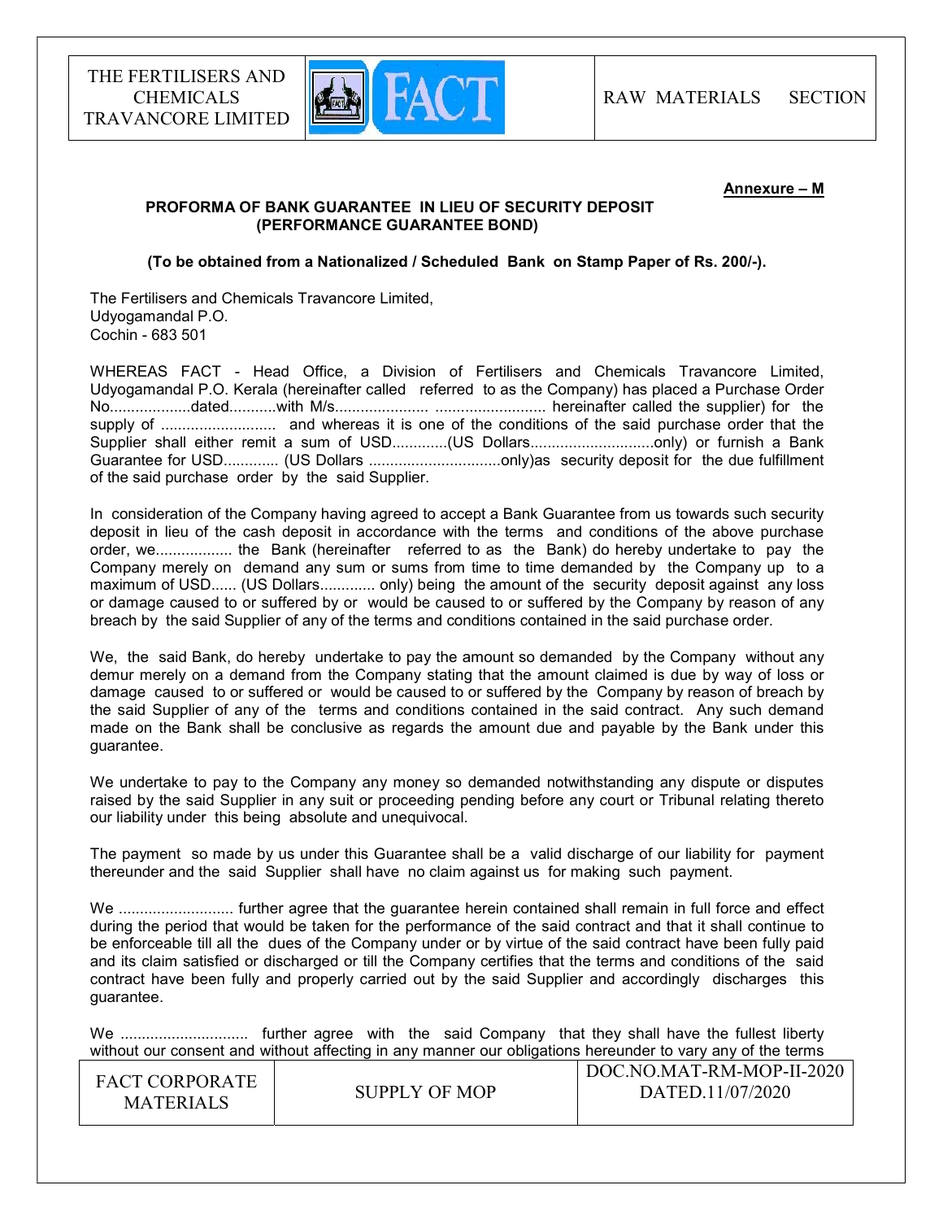**Annexure – M**

**PROFORMA OF BANK GUARANTEE IN LIEU OF SECURITY DEPOSIT (PERFORMANCE GUARANTEE BOND)**

**(To be obtained from a Nationalized / Scheduled Bank on Stamp Paper of Rs. 200/-).**

The Fertilisers and Chemicals Travancore Limited,
Udyogamandal P.O.
Cochin - 683 501

WHEREAS FACT - Head Office, a Division of Fertilisers and Chemicals Travancore Limited, Udyogamandal P.O. Kerala (hereinafter called referred to as the Company) has placed a Purchase Order No...................dated...........with M/s..................... .......................... hereinafter called the supplier) for the supply of ........................... and whereas it is one of the conditions of the said purchase order that the Supplier shall either remit a sum of USD.............(US Dollars............................only) or furnish a Bank Guarantee for USD............. (US Dollars ...............................only)as security deposit for the due fulfillment of the said purchase order by the said Supplier.

In consideration of the Company having agreed to accept a Bank Guarantee from us towards such security deposit in lieu of the cash deposit in accordance with the terms and conditions of the above purchase order, we.................. the Bank (hereinafter referred to as the Bank) do hereby undertake to pay the Company merely on demand any sum or sums from time to time demanded by the Company up to a maximum of USD...... (US Dollars............. only) being the amount of the security deposit against any loss or damage caused to or suffered by or would be caused to or suffered by the Company by reason of any breach by the said Supplier of any of the terms and conditions contained in the said purchase order.

We, the said Bank, do hereby undertake to pay the amount so demanded by the Company without any demur merely on a demand from the Company stating that the amount claimed is due by way of loss or damage caused to or suffered or would be caused to or suffered by the Company by reason of breach by the said Supplier of any of the terms and conditions contained in the said contract. Any such demand made on the Bank shall be conclusive as regards the amount due and payable by the Bank under this guarantee.

We undertake to pay to the Company any money so demanded notwithstanding any dispute or disputes raised by the said Supplier in any suit or proceeding pending before any court or Tribunal relating thereto our liability under this being absolute and unequivocal.

The payment so made by us under this Guarantee shall be a valid discharge of our liability for payment thereunder and the said Supplier shall have no claim against us for making such payment.

We ........................... further agree that the guarantee herein contained shall remain in full force and effect during the period that would be taken for the performance of the said contract and that it shall continue to be enforceable till all the dues of the Company under or by virtue of the said contract have been fully paid and its claim satisfied or discharged or till the Company certifies that the terms and conditions of the said contract have been fully and properly carried out by the said Supplier and accordingly discharges this guarantee.

We ............................. further agree with the said Company that they shall have the fullest liberty without our consent and without affecting in any manner our obligations hereunder to vary any of the terms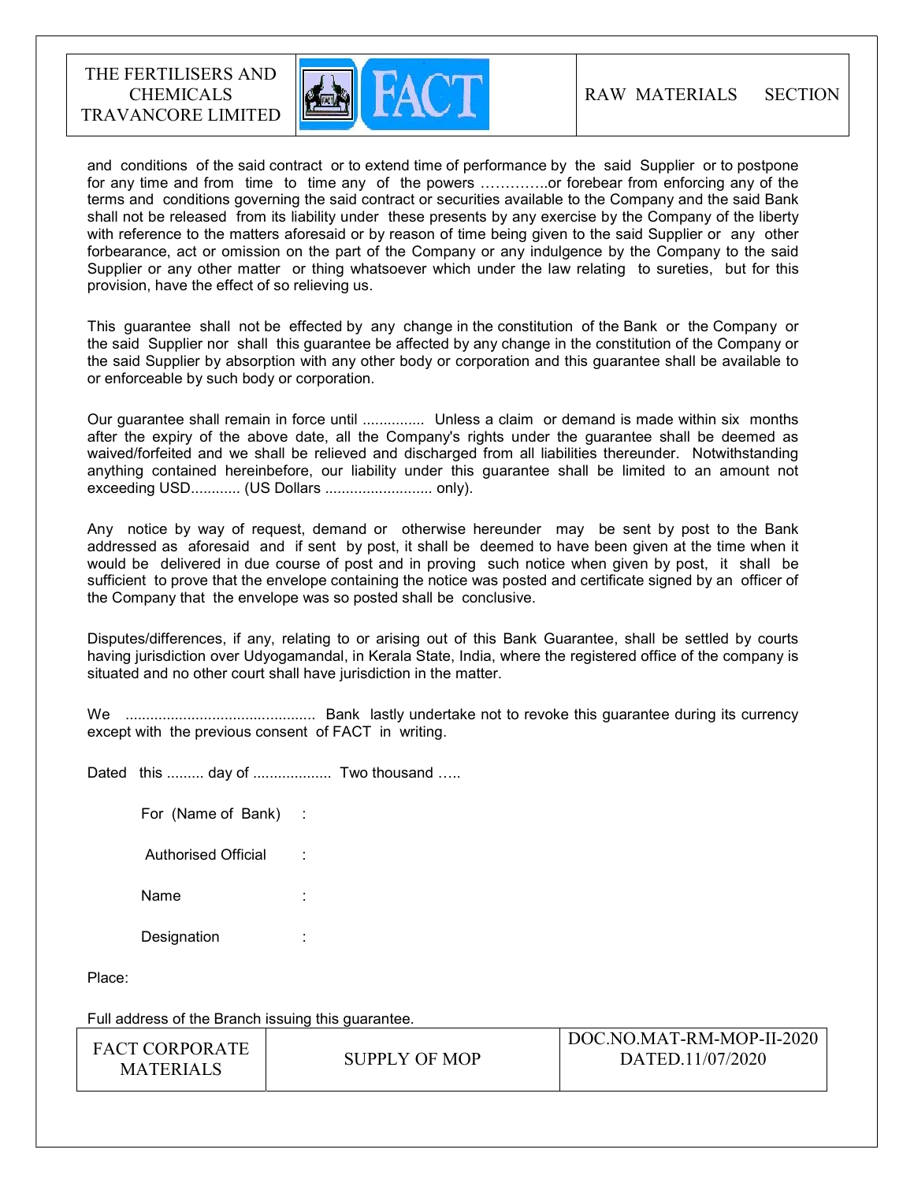and conditions of the said contract or to extend time of performance by the said Supplier or to postpone for any time and from time to time any of the powers …………..or forebear from enforcing any of the terms and conditions governing the said contract or securities available to the Company and the said Bank shall not be released from its liability under these presents by any exercise by the Company of the liberty with reference to the matters aforesaid or by reason of time being given to the said Supplier or any other forbearance, act or omission on the part of the Company or any indulgence by the Company to the said Supplier or any other matter or thing whatsoever which under the law relating to sureties, but for this provision, have the effect of so relieving us.

This guarantee shall not be effected by any change in the constitution of the Bank or the Company or the said Supplier nor shall this guarantee be affected by any change in the constitution of the Company or the said Supplier by absorption with any other body or corporation and this guarantee shall be available to or enforceable by such body or corporation.

Our guarantee shall remain in force until ............... Unless a claim or demand is made within six months after the expiry of the above date, all the Company's rights under the guarantee shall be deemed as waived/forfeited and we shall be relieved and discharged from all liabilities thereunder. Notwithstanding anything contained hereinbefore, our liability under this guarantee shall be limited to an amount not exceeding USD............ (US Dollars .......................... only).

Any notice by way of request, demand or otherwise hereunder may be sent by post to the Bank addressed as aforesaid and if sent by post, it shall be deemed to have been given at the time when it would be delivered in due course of post and in proving such notice when given by post, it shall be sufficient to prove that the envelope containing the notice was posted and certificate signed by an officer of the Company that the envelope was so posted shall be conclusive.

Disputes/differences, if any, relating to or arising out of this Bank Guarantee, shall be settled by courts having jurisdiction over Udyogamandal, in Kerala State, India, where the registered office of the company is situated and no other court shall have jurisdiction in the matter.

We .............................................. Bank lastly undertake not to revoke this guarantee during its currency except with the previous consent of FACT in writing.

Dated this ......... day of .................. Two thousand …..

For (Name of Bank) :

Authorised Official :

Name :

Designation :

Place:

Full address of the Branch issuing this guarantee.